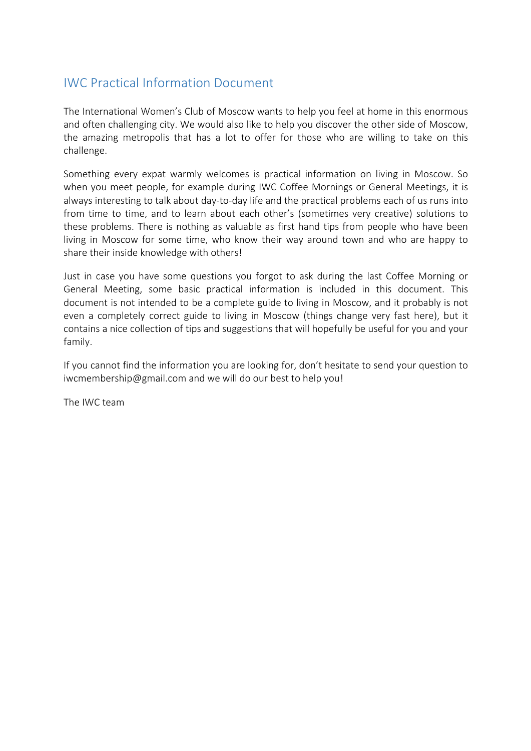# IWC Practical Information Document

The International Women's Club of Moscow wants to help you feel at home in this enormous and often challenging city. We would also like to help you discover the other side of Moscow, the amazing metropolis that has a lot to offer for those who are willing to take on this challenge.

Something every expat warmly welcomes is practical information on living in Moscow. So when you meet people, for example during IWC Coffee Mornings or General Meetings, it is always interesting to talk about day-to-day life and the practical problems each of us runs into from time to time, and to learn about each other's (sometimes very creative) solutions to these problems. There is nothing as valuable as first hand tips from people who have been living in Moscow for some time, who know their way around town and who are happy to share their inside knowledge with others!

Just in case you have some questions you forgot to ask during the last Coffee Morning or General Meeting, some basic practical information is included in this document. This document is not intended to be a complete guide to living in Moscow, and it probably is not even a completely correct guide to living in Moscow (things change very fast here), but it contains a nice collection of tips and suggestions that will hopefully be useful for you and your family.

If you cannot find the information you are looking for, don't hesitate to send your question to iwcmembership@gmail.com and we will do our best to help you!

The IWC team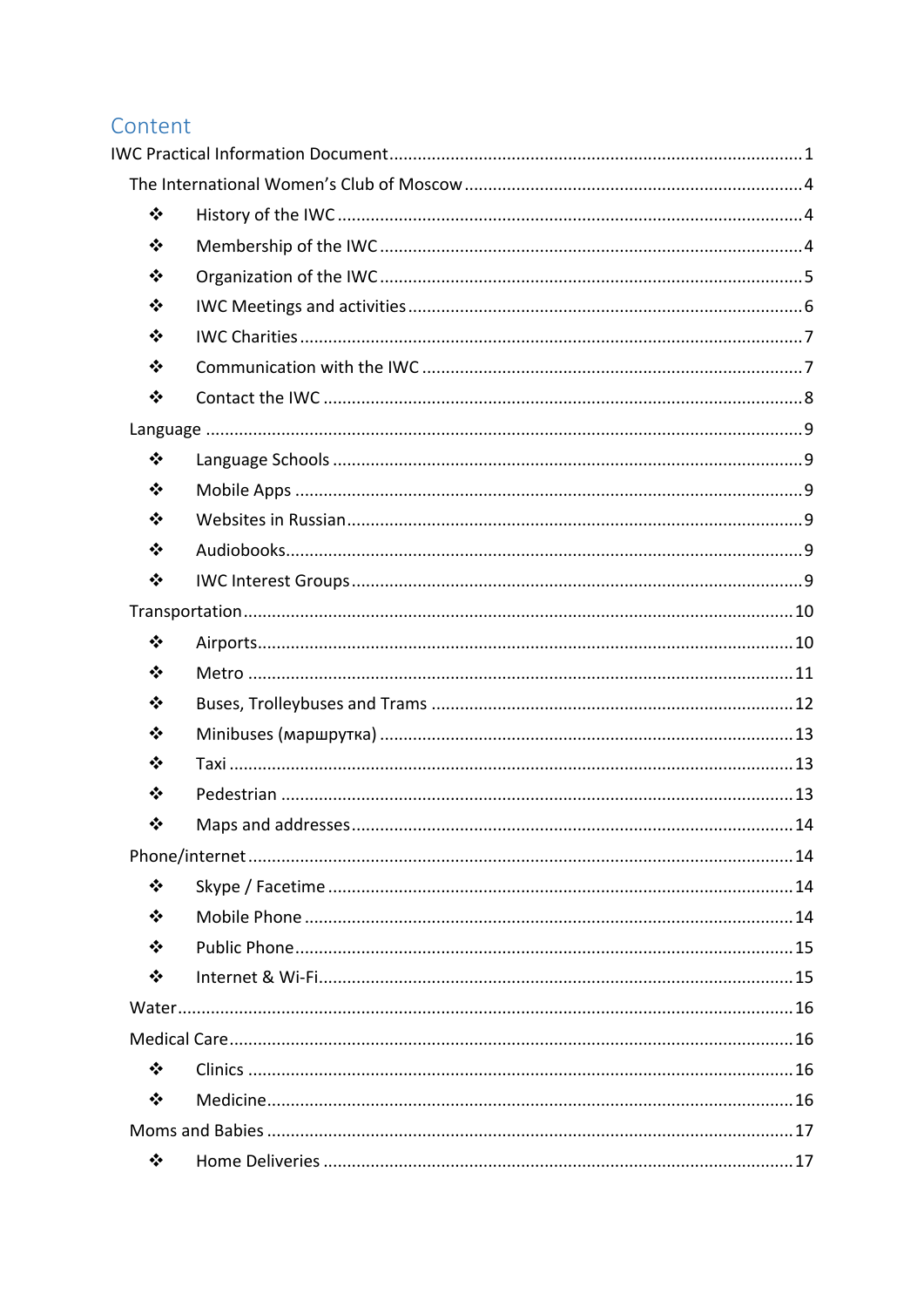# Content

IWC Practical Information Document ........................................ 1

- The International Women's Club of Moscow ........................................ 4
  - ❖ History of the IWC ........................................ 4
  - ❖ Membership of the IWC ........................................ 4
  - ❖ Organization of the IWC ........................................ 5
  - ❖ IWC Meetings and activities ........................................ 6
  - ❖ IWC Charities ........................................ 7
  - ❖ Communication with the IWC ........................................ 7
  - ❖ Contact the IWC ........................................ 8
- Language ........................................ 9
  - ❖ Language Schools ........................................ 9
  - ❖ Mobile Apps ........................................ 9
  - ❖ Websites in Russian ........................................ 9
  - ❖ Audiobooks ........................................ 9
  - ❖ IWC Interest Groups ........................................ 9
- Transportation ........................................ 10
  - ❖ Airports ........................................ 10
  - ❖ Metro ........................................ 11
  - ❖ Buses, Trolleybuses and Trams ........................................ 12
  - ❖ Minibuses (маршрутка) ........................................ 13
  - ❖ Taxi ........................................ 13
  - ❖ Pedestrian ........................................ 13
  - ❖ Maps and addresses ........................................ 14
- Phone/internet ........................................ 14
  - ❖ Skype / Facetime ........................................ 14
  - ❖ Mobile Phone ........................................ 14
  - ❖ Public Phone ........................................ 15
  - ❖ Internet & Wi-Fi ........................................ 15
- Water ........................................ 16
- Medical Care ........................................ 16
  - ❖ Clinics ........................................ 16
  - ❖ Medicine ........................................ 16
- Moms and Babies ........................................ 17
  - ❖ Home Deliveries ........................................ 17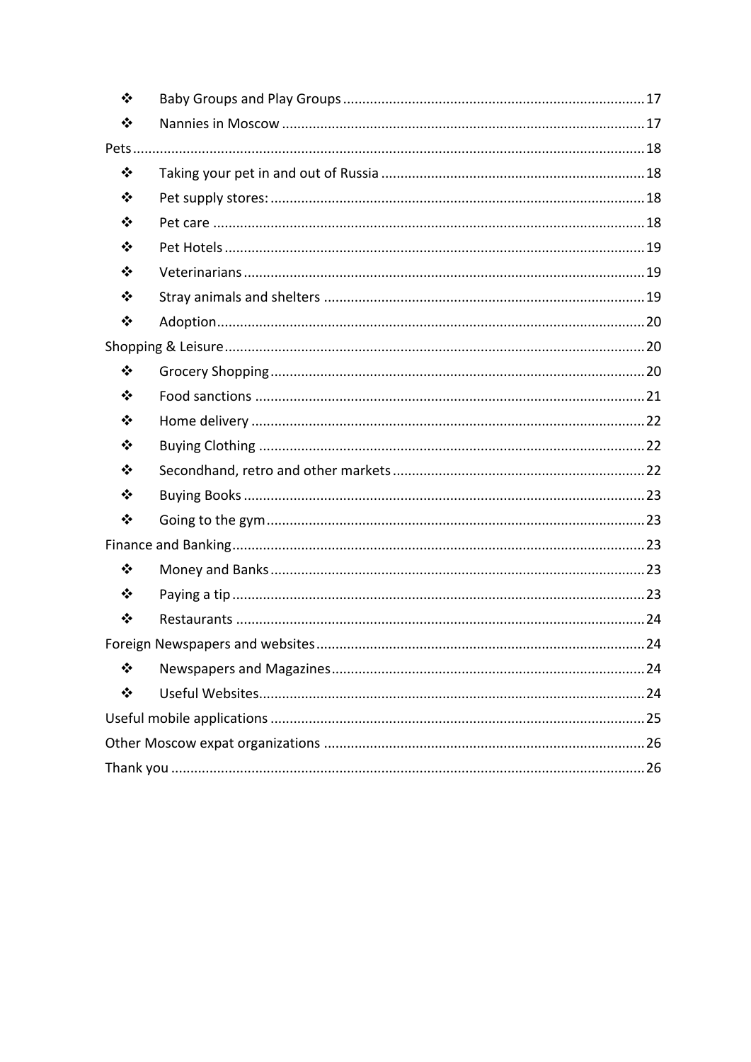- Baby Groups and Play Groups ... 17
- Nannies in Moscow ... 17

Pets ... 18

- Taking your pet in and out of Russia ... 18
- Pet supply stores: ... 18
- Pet care ... 18
- Pet Hotels ... 19
- Veterinarians ... 19
- Stray animals and shelters ... 19
- Adoption ... 20

Shopping & Leisure ... 20

- Grocery Shopping ... 20
- Food sanctions ... 21
- Home delivery ... 22
- Buying Clothing ... 22
- Secondhand, retro and other markets ... 22
- Buying Books ... 23
- Going to the gym ... 23

Finance and Banking ... 23

- Money and Banks ... 23
- Paying a tip ... 23
- Restaurants ... 24

Foreign Newspapers and websites ... 24

- Newspapers and Magazines ... 24
- Useful Websites ... 24

Useful mobile applications ... 25

Other Moscow expat organizations ... 26

Thank you ... 26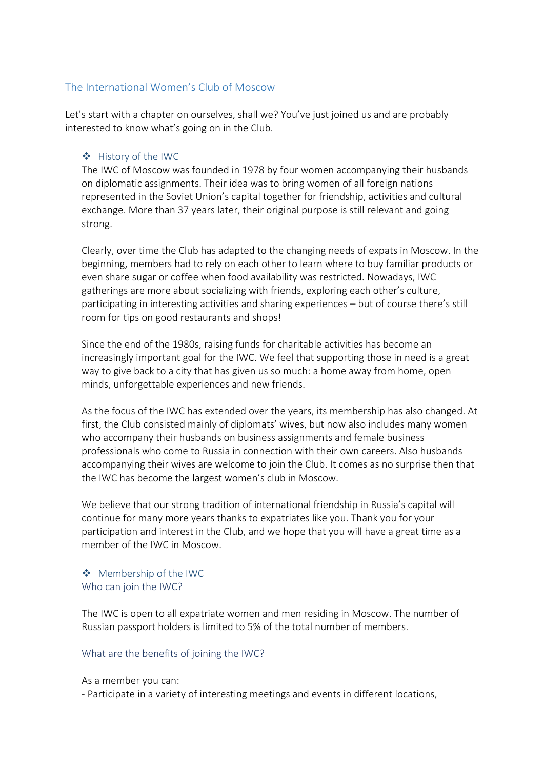# The International Women's Club of Moscow

Let's start with a chapter on ourselves, shall we? You've just joined us and are probably interested to know what's going on in the Club.

## ❖ History of the IWC

The IWC of Moscow was founded in 1978 by four women accompanying their husbands on diplomatic assignments. Their idea was to bring women of all foreign nations represented in the Soviet Union's capital together for friendship, activities and cultural exchange. More than 37 years later, their original purpose is still relevant and going strong.

Clearly, over time the Club has adapted to the changing needs of expats in Moscow. In the beginning, members had to rely on each other to learn where to buy familiar products or even share sugar or coffee when food availability was restricted. Nowadays, IWC gatherings are more about socializing with friends, exploring each other's culture, participating in interesting activities and sharing experiences – but of course there's still room for tips on good restaurants and shops!

Since the end of the 1980s, raising funds for charitable activities has become an increasingly important goal for the IWC. We feel that supporting those in need is a great way to give back to a city that has given us so much: a home away from home, open minds, unforgettable experiences and new friends.

As the focus of the IWC has extended over the years, its membership has also changed. At first, the Club consisted mainly of diplomats' wives, but now also includes many women who accompany their husbands on business assignments and female business professionals who come to Russia in connection with their own careers. Also husbands accompanying their wives are welcome to join the Club. It comes as no surprise then that the IWC has become the largest women's club in Moscow.

We believe that our strong tradition of international friendship in Russia's capital will continue for many more years thanks to expatriates like you. Thank you for your participation and interest in the Club, and we hope that you will have a great time as a member of the IWC in Moscow.

## ❖ Membership of the IWC

### Who can join the IWC?

The IWC is open to all expatriate women and men residing in Moscow. The number of Russian passport holders is limited to 5% of the total number of members.

### What are the benefits of joining the IWC?

As a member you can:

- Participate in a variety of interesting meetings and events in different locations,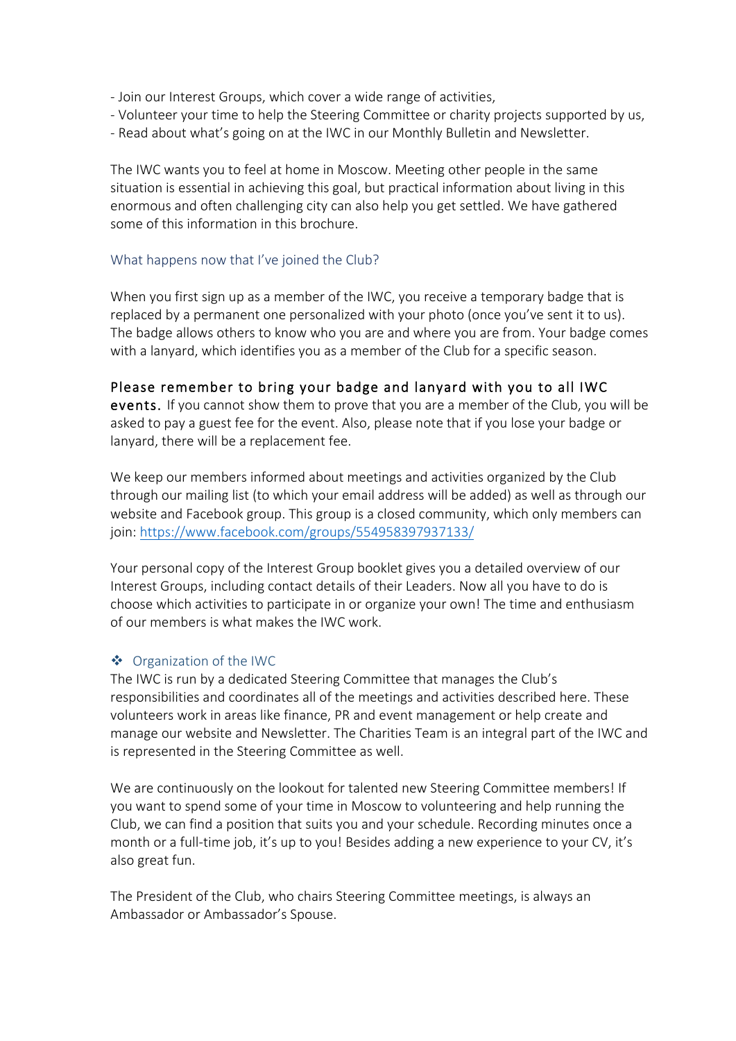- Join our Interest Groups, which cover a wide range of activities,
- Volunteer your time to help the Steering Committee or charity projects supported by us,
- Read about what's going on at the IWC in our Monthly Bulletin and Newsletter.

The IWC wants you to feel at home in Moscow. Meeting other people in the same situation is essential in achieving this goal, but practical information about living in this enormous and often challenging city can also help you get settled. We have gathered some of this information in this brochure.

### What happens now that I've joined the Club?

When you first sign up as a member of the IWC, you receive a temporary badge that is replaced by a permanent one personalized with your photo (once you've sent it to us). The badge allows others to know who you are and where you are from. Your badge comes with a lanyard, which identifies you as a member of the Club for a specific season.

**Please remember to bring your badge and lanyard with you to all IWC events.** If you cannot show them to prove that you are a member of the Club, you will be asked to pay a guest fee for the event. Also, please note that if you lose your badge or lanyard, there will be a replacement fee.

We keep our members informed about meetings and activities organized by the Club through our mailing list (to which your email address will be added) as well as through our website and Facebook group. This group is a closed community, which only members can join: https://www.facebook.com/groups/554958397937133/

Your personal copy of the Interest Group booklet gives you a detailed overview of our Interest Groups, including contact details of their Leaders. Now all you have to do is choose which activities to participate in or organize your own! The time and enthusiasm of our members is what makes the IWC work.

### ❖ Organization of the IWC

The IWC is run by a dedicated Steering Committee that manages the Club's responsibilities and coordinates all of the meetings and activities described here. These volunteers work in areas like finance, PR and event management or help create and manage our website and Newsletter. The Charities Team is an integral part of the IWC and is represented in the Steering Committee as well.

We are continuously on the lookout for talented new Steering Committee members! If you want to spend some of your time in Moscow to volunteering and help running the Club, we can find a position that suits you and your schedule. Recording minutes once a month or a full-time job, it's up to you! Besides adding a new experience to your CV, it's also great fun.

The President of the Club, who chairs Steering Committee meetings, is always an Ambassador or Ambassador's Spouse.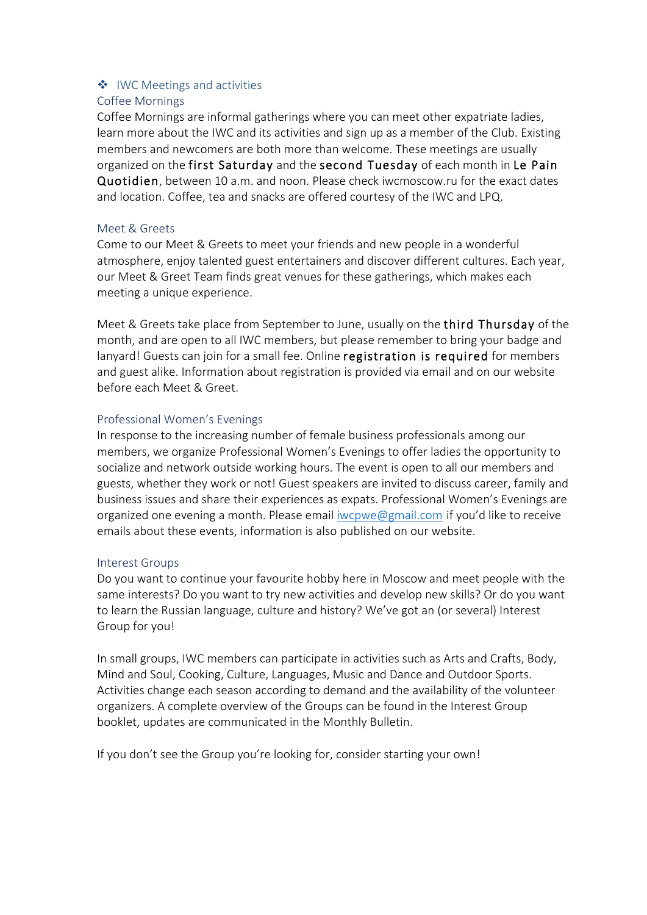## ❖ IWC Meetings and activities

### Coffee Mornings

Coffee Mornings are informal gatherings where you can meet other expatriate ladies, learn more about the IWC and its activities and sign up as a member of the Club. Existing members and newcomers are both more than welcome. These meetings are usually organized on the first Saturday and the second Tuesday of each month in Le Pain Quotidien, between 10 a.m. and noon. Please check iwcmoscow.ru for the exact dates and location. Coffee, tea and snacks are offered courtesy of the IWC and LPQ.

### Meet & Greets

Come to our Meet & Greets to meet your friends and new people in a wonderful atmosphere, enjoy talented guest entertainers and discover different cultures. Each year, our Meet & Greet Team finds great venues for these gatherings, which makes each meeting a unique experience.

Meet & Greets take place from September to June, usually on the third Thursday of the month, and are open to all IWC members, but please remember to bring your badge and lanyard! Guests can join for a small fee. Online registration is required for members and guest alike. Information about registration is provided via email and on our website before each Meet & Greet.

### Professional Women's Evenings

In response to the increasing number of female business professionals among our members, we organize Professional Women's Evenings to offer ladies the opportunity to socialize and network outside working hours. The event is open to all our members and guests, whether they work or not! Guest speakers are invited to discuss career, family and business issues and share their experiences as expats. Professional Women's Evenings are organized one evening a month. Please email iwcpwe@gmail.com if you'd like to receive emails about these events, information is also published on our website.

### Interest Groups

Do you want to continue your favourite hobby here in Moscow and meet people with the same interests? Do you want to try new activities and develop new skills? Or do you want to learn the Russian language, culture and history? We've got an (or several) Interest Group for you!

In small groups, IWC members can participate in activities such as Arts and Crafts, Body, Mind and Soul, Cooking, Culture, Languages, Music and Dance and Outdoor Sports. Activities change each season according to demand and the availability of the volunteer organizers. A complete overview of the Groups can be found in the Interest Group booklet, updates are communicated in the Monthly Bulletin.

If you don't see the Group you're looking for, consider starting your own!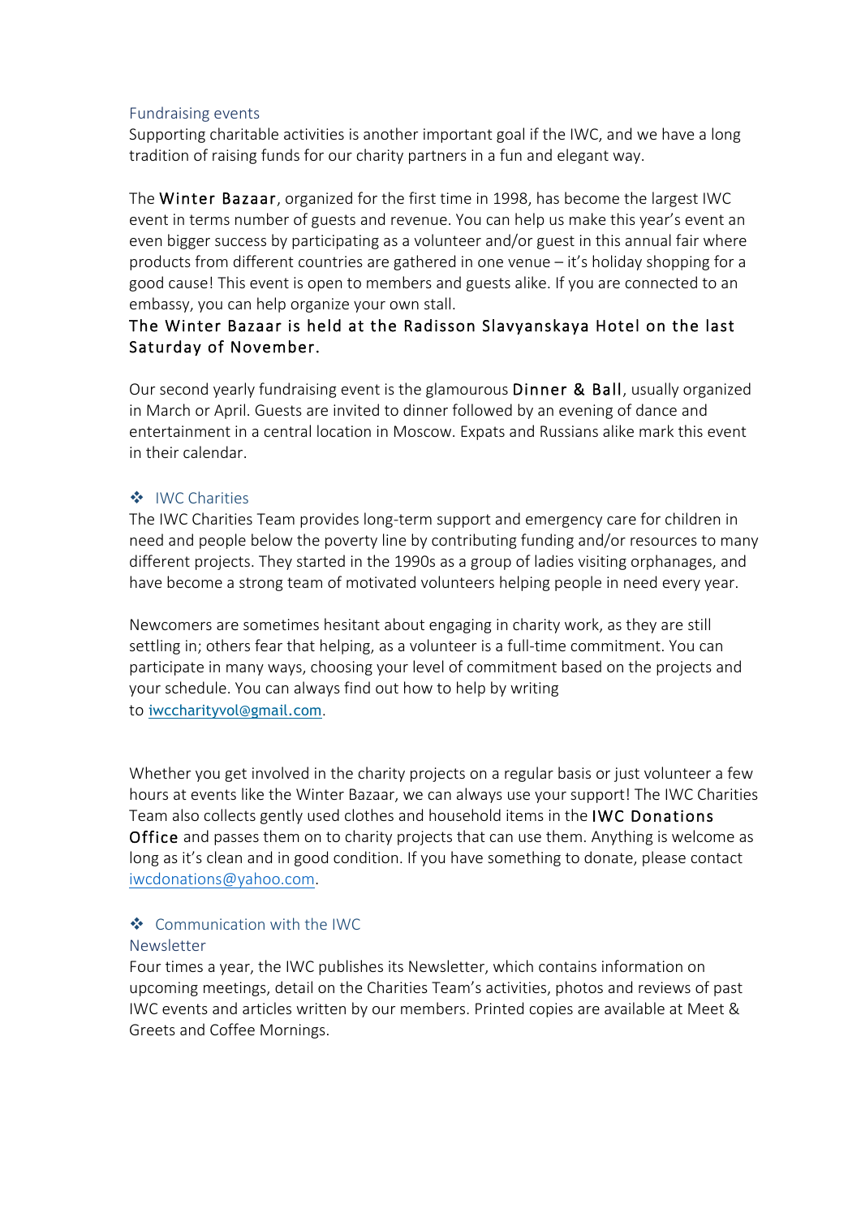### Fundraising events

Supporting charitable activities is another important goal if the IWC, and we have a long tradition of raising funds for our charity partners in a fun and elegant way.

The **Winter Bazaar**, organized for the first time in 1998, has become the largest IWC event in terms number of guests and revenue. You can help us make this year's event an even bigger success by participating as a volunteer and/or guest in this annual fair where products from different countries are gathered in one venue – it's holiday shopping for a good cause! This event is open to members and guests alike. If you are connected to an embassy, you can help organize your own stall.

**The Winter Bazaar is held at the Radisson Slavyanskaya Hotel on the last Saturday of November.**

Our second yearly fundraising event is the glamourous **Dinner & Ball**, usually organized in March or April. Guests are invited to dinner followed by an evening of dance and entertainment in a central location in Moscow. Expats and Russians alike mark this event in their calendar.

## ❖ IWC Charities

The IWC Charities Team provides long-term support and emergency care for children in need and people below the poverty line by contributing funding and/or resources to many different projects. They started in the 1990s as a group of ladies visiting orphanages, and have become a strong team of motivated volunteers helping people in need every year.

Newcomers are sometimes hesitant about engaging in charity work, as they are still settling in; others fear that helping, as a volunteer is a full-time commitment. You can participate in many ways, choosing your level of commitment based on the projects and your schedule. You can always find out how to help by writing to iwccharityvol@gmail.com.

Whether you get involved in the charity projects on a regular basis or just volunteer a few hours at events like the Winter Bazaar, we can always use your support! The IWC Charities Team also collects gently used clothes and household items in the **IWC Donations Office** and passes them on to charity projects that can use them. Anything is welcome as long as it's clean and in good condition. If you have something to donate, please contact iwcdonations@yahoo.com.

## ❖ Communication with the IWC

### Newsletter

Four times a year, the IWC publishes its Newsletter, which contains information on upcoming meetings, detail on the Charities Team's activities, photos and reviews of past IWC events and articles written by our members. Printed copies are available at Meet & Greets and Coffee Mornings.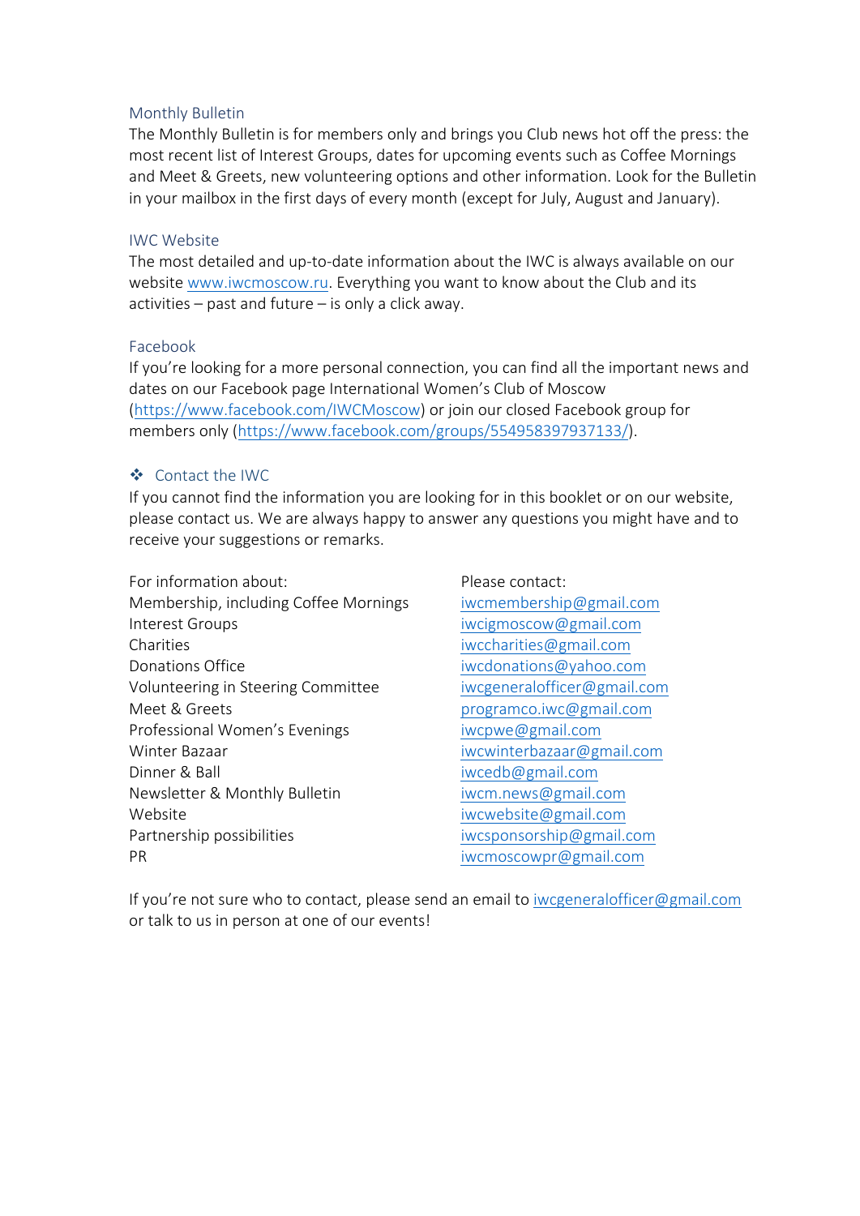### Monthly Bulletin

The Monthly Bulletin is for members only and brings you Club news hot off the press: the most recent list of Interest Groups, dates for upcoming events such as Coffee Mornings and Meet & Greets, new volunteering options and other information. Look for the Bulletin in your mailbox in the first days of every month (except for July, August and January).

### IWC Website

The most detailed and up-to-date information about the IWC is always available on our website www.iwcmoscow.ru. Everything you want to know about the Club and its activities – past and future – is only a click away.

### Facebook

If you're looking for a more personal connection, you can find all the important news and dates on our Facebook page International Women's Club of Moscow (https://www.facebook.com/IWCMoscow) or join our closed Facebook group for members only (https://www.facebook.com/groups/554958397937133/).

## ❖ Contact the IWC

If you cannot find the information you are looking for in this booklet or on our website, please contact us. We are always happy to answer any questions you might have and to receive your suggestions or remarks.

| For information about: | Please contact: |
|---|---|
| Membership, including Coffee Mornings | iwcmembership@gmail.com |
| Interest Groups | iwcigmoscow@gmail.com |
| Charities | iwccharities@gmail.com |
| Donations Office | iwcdonations@yahoo.com |
| Volunteering in Steering Committee | iwcgeneralofficer@gmail.com |
| Meet & Greets | programco.iwc@gmail.com |
| Professional Women's Evenings | iwcpwe@gmail.com |
| Winter Bazaar | iwcwinterbazaar@gmail.com |
| Dinner & Ball | iwcedb@gmail.com |
| Newsletter & Monthly Bulletin | iwcm.news@gmail.com |
| Website | iwcwebsite@gmail.com |
| Partnership possibilities | iwcsponsorship@gmail.com |
| PR | iwcmoscowpr@gmail.com |

If you're not sure who to contact, please send an email to iwcgeneralofficer@gmail.com or talk to us in person at one of our events!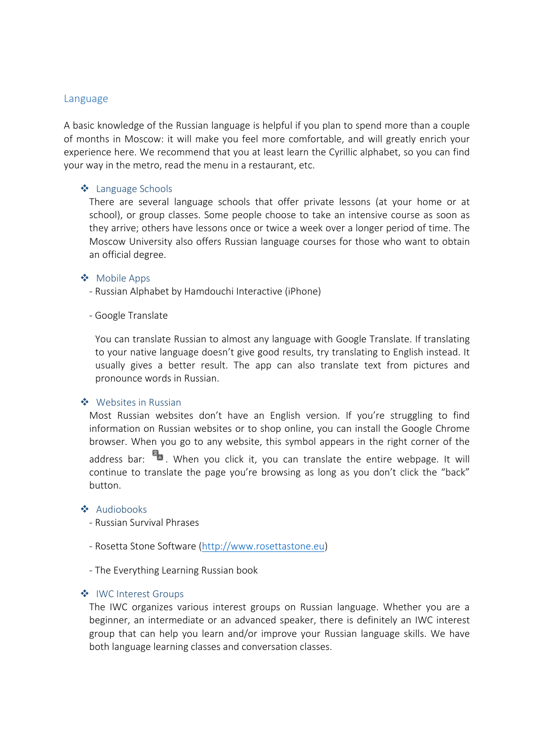## Language

A basic knowledge of the Russian language is helpful if you plan to spend more than a couple of months in Moscow: it will make you feel more comfortable, and will greatly enrich your experience here. We recommend that you at least learn the Cyrillic alphabet, so you can find your way in the metro, read the menu in a restaurant, etc.

### Language Schools

There are several language schools that offer private lessons (at your home or at school), or group classes. Some people choose to take an intensive course as soon as they arrive; others have lessons once or twice a week over a longer period of time. The Moscow University also offers Russian language courses for those who want to obtain an official degree.

### Mobile Apps

- Russian Alphabet by Hamdouchi Interactive (iPhone)

- Google Translate

  You can translate Russian to almost any language with Google Translate. If translating to your native language doesn't give good results, try translating to English instead. It usually gives a better result. The app can also translate text from pictures and pronounce words in Russian.

### Websites in Russian

Most Russian websites don't have an English version. If you're struggling to find information on Russian websites or to shop online, you can install the Google Chrome browser. When you go to any website, this symbol appears in the right corner of the address bar: . When you click it, you can translate the entire webpage. It will continue to translate the page you're browsing as long as you don't click the "back" button.

### Audiobooks

- Russian Survival Phrases

- Rosetta Stone Software (http://www.rosettastone.eu)

- The Everything Learning Russian book

### IWC Interest Groups

The IWC organizes various interest groups on Russian language. Whether you are a beginner, an intermediate or an advanced speaker, there is definitely an IWC interest group that can help you learn and/or improve your Russian language skills. We have both language learning classes and conversation classes.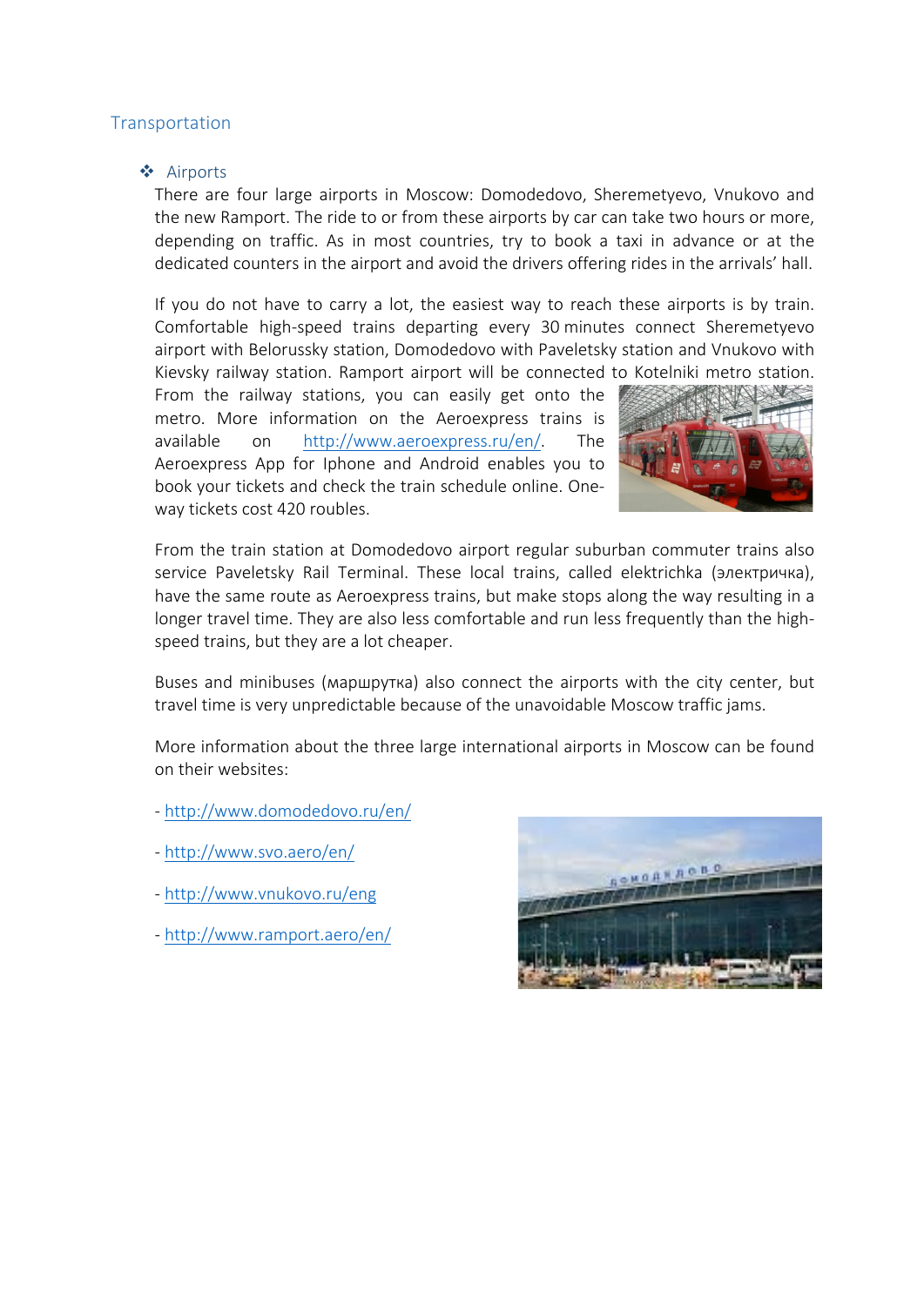## Transportation

### ❖ Airports

There are four large airports in Moscow: Domodedovo, Sheremetyevo, Vnukovo and the new Ramport. The ride to or from these airports by car can take two hours or more, depending on traffic. As in most countries, try to book a taxi in advance or at the dedicated counters in the airport and avoid the drivers offering rides in the arrivals' hall.

If you do not have to carry a lot, the easiest way to reach these airports is by train. Comfortable high-speed trains departing every 30 minutes connect Sheremetyevo airport with Belorussky station, Domodedovo with Paveletsky station and Vnukovo with Kievsky railway station. Ramport airport will be connected to Kotelniki metro station. From the railway stations, you can easily get onto the metro. More information on the Aeroexpress trains is available on http://www.aeroexpress.ru/en/. The Aeroexpress App for Iphone and Android enables you to book your tickets and check the train schedule online. One-way tickets cost 420 roubles.

From the train station at Domodedovo airport regular suburban commuter trains also service Paveletsky Rail Terminal. These local trains, called elektrichka (электричка), have the same route as Aeroexpress trains, but make stops along the way resulting in a longer travel time. They are also less comfortable and run less frequently than the high-speed trains, but they are a lot cheaper.

Buses and minibuses (маршрутка) also connect the airports with the city center, but travel time is very unpredictable because of the unavoidable Moscow traffic jams.

More information about the three large international airports in Moscow can be found on their websites:

- http://www.domodedovo.ru/en/
- http://www.svo.aero/en/
- http://www.vnukovo.ru/eng
- http://www.ramport.aero/en/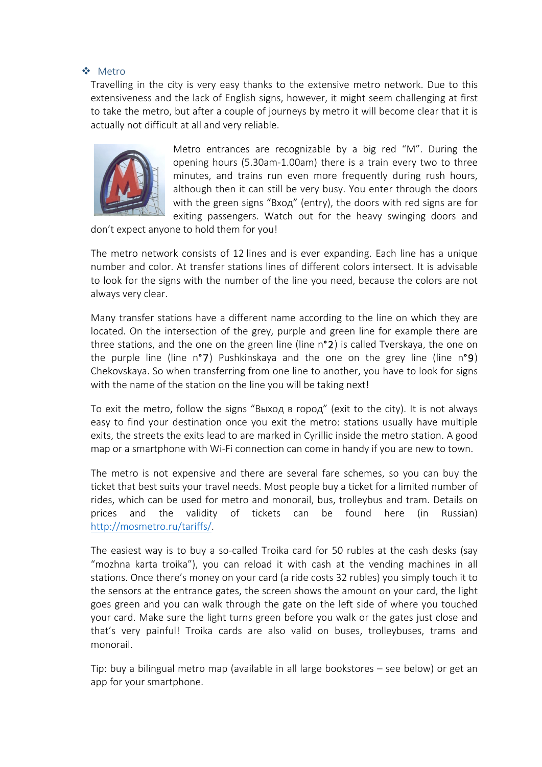## ❖ Metro

Travelling in the city is very easy thanks to the extensive metro network. Due to this extensiveness and the lack of English signs, however, it might seem challenging at first to take the metro, but after a couple of journeys by metro it will become clear that it is actually not difficult at all and very reliable.

Metro entrances are recognizable by a big red "M". During the opening hours (5.30am-1.00am) there is a train every two to three minutes, and trains run even more frequently during rush hours, although then it can still be very busy. You enter through the doors with the green signs "Вход" (entry), the doors with red signs are for exiting passengers. Watch out for the heavy swinging doors and don't expect anyone to hold them for you!

The metro network consists of 12 lines and is ever expanding. Each line has a unique number and color. At transfer stations lines of different colors intersect. It is advisable to look for the signs with the number of the line you need, because the colors are not always very clear.

Many transfer stations have a different name according to the line on which they are located. On the intersection of the grey, purple and green line for example there are three stations, and the one on the green line (line n°2) is called Tverskaya, the one on the purple line (line n°7) Pushkinskaya and the one on the grey line (line n°9) Chekovskaya. So when transferring from one line to another, you have to look for signs with the name of the station on the line you will be taking next!

To exit the metro, follow the signs "Выход в город" (exit to the city). It is not always easy to find your destination once you exit the metro: stations usually have multiple exits, the streets the exits lead to are marked in Cyrillic inside the metro station. A good map or a smartphone with Wi-Fi connection can come in handy if you are new to town.

The metro is not expensive and there are several fare schemes, so you can buy the ticket that best suits your travel needs. Most people buy a ticket for a limited number of rides, which can be used for metro and monorail, bus, trolleybus and tram. Details on prices and the validity of tickets can be found here (in Russian) http://mosmetro.ru/tariffs/.

The easiest way is to buy a so-called Troika card for 50 rubles at the cash desks (say "mozhna karta troika"), you can reload it with cash at the vending machines in all stations. Once there's money on your card (a ride costs 32 rubles) you simply touch it to the sensors at the entrance gates, the screen shows the amount on your card, the light goes green and you can walk through the gate on the left side of where you touched your card. Make sure the light turns green before you walk or the gates just close and that's very painful! Troika cards are also valid on buses, trolleybuses, trams and monorail.

Tip: buy a bilingual metro map (available in all large bookstores – see below) or get an app for your smartphone.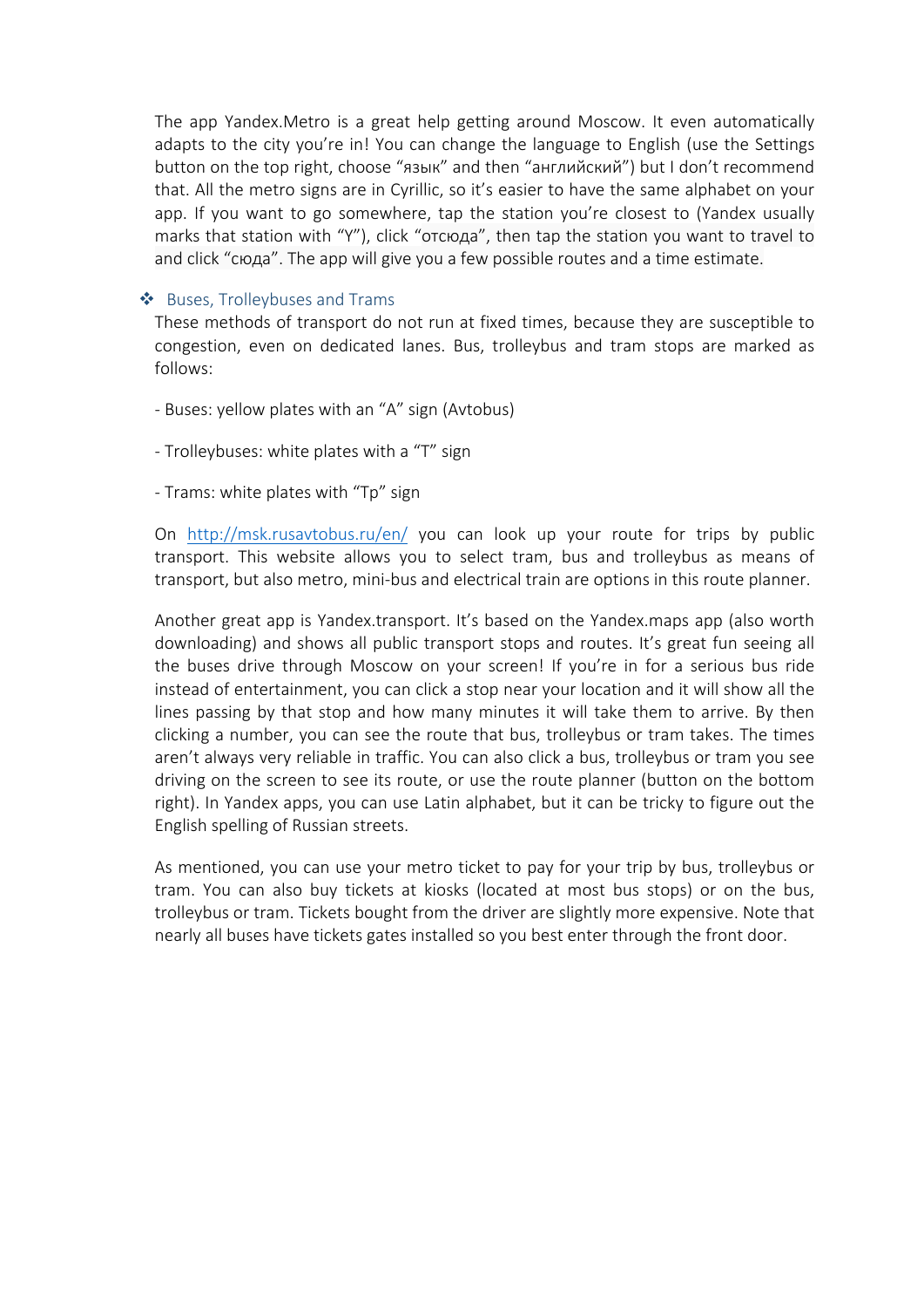The app Yandex.Metro is a great help getting around Moscow. It even automatically adapts to the city you're in! You can change the language to English (use the Settings button on the top right, choose "язык" and then "английский") but I don't recommend that. All the metro signs are in Cyrillic, so it's easier to have the same alphabet on your app. If you want to go somewhere, tap the station you're closest to (Yandex usually marks that station with "Y"), click "отсюда", then tap the station you want to travel to and click "сюда". The app will give you a few possible routes and a time estimate.

### Buses, Trolleybuses and Trams

These methods of transport do not run at fixed times, because they are susceptible to congestion, even on dedicated lanes. Bus, trolleybus and tram stops are marked as follows:

- Buses: yellow plates with an "A" sign (Avtobus)

- Trolleybuses: white plates with a "T" sign

- Trams: white plates with "Tp" sign

On http://msk.rusavtobus.ru/en/ you can look up your route for trips by public transport. This website allows you to select tram, bus and trolleybus as means of transport, but also metro, mini-bus and electrical train are options in this route planner.

Another great app is Yandex.transport. It's based on the Yandex.maps app (also worth downloading) and shows all public transport stops and routes. It's great fun seeing all the buses drive through Moscow on your screen! If you're in for a serious bus ride instead of entertainment, you can click a stop near your location and it will show all the lines passing by that stop and how many minutes it will take them to arrive. By then clicking a number, you can see the route that bus, trolleybus or tram takes. The times aren't always very reliable in traffic. You can also click a bus, trolleybus or tram you see driving on the screen to see its route, or use the route planner (button on the bottom right). In Yandex apps, you can use Latin alphabet, but it can be tricky to figure out the English spelling of Russian streets.

As mentioned, you can use your metro ticket to pay for your trip by bus, trolleybus or tram. You can also buy tickets at kiosks (located at most bus stops) or on the bus, trolleybus or tram. Tickets bought from the driver are slightly more expensive. Note that nearly all buses have tickets gates installed so you best enter through the front door.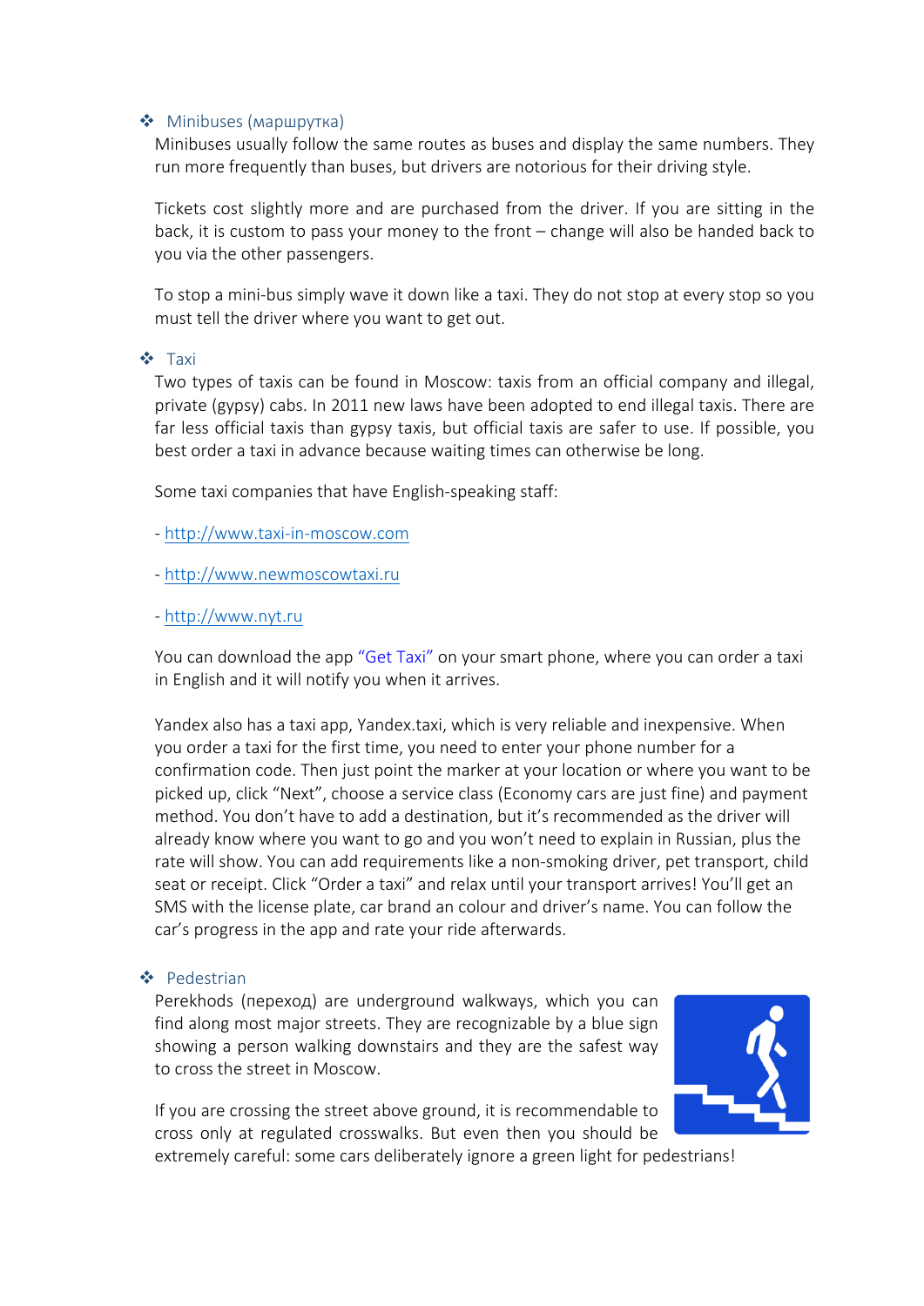### Minibuses (маршрутка)

Minibuses usually follow the same routes as buses and display the same numbers. They run more frequently than buses, but drivers are notorious for their driving style.

Tickets cost slightly more and are purchased from the driver. If you are sitting in the back, it is custom to pass your money to the front – change will also be handed back to you via the other passengers.

To stop a mini-bus simply wave it down like a taxi. They do not stop at every stop so you must tell the driver where you want to get out.

### Taxi

Two types of taxis can be found in Moscow: taxis from an official company and illegal, private (gypsy) cabs. In 2011 new laws have been adopted to end illegal taxis. There are far less official taxis than gypsy taxis, but official taxis are safer to use. If possible, you best order a taxi in advance because waiting times can otherwise be long.

Some taxi companies that have English-speaking staff:

- http://www.taxi-in-moscow.com
- http://www.newmoscowtaxi.ru
- http://www.nyt.ru

You can download the app "Get Taxi" on your smart phone, where you can order a taxi in English and it will notify you when it arrives.

Yandex also has a taxi app, Yandex.taxi, which is very reliable and inexpensive. When you order a taxi for the first time, you need to enter your phone number for a confirmation code. Then just point the marker at your location or where you want to be picked up, click "Next", choose a service class (Economy cars are just fine) and payment method. You don't have to add a destination, but it's recommended as the driver will already know where you want to go and you won't need to explain in Russian, plus the rate will show. You can add requirements like a non-smoking driver, pet transport, child seat or receipt. Click "Order a taxi" and relax until your transport arrives! You'll get an SMS with the license plate, car brand an colour and driver's name. You can follow the car's progress in the app and rate your ride afterwards.

### Pedestrian

Perekhods (переход) are underground walkways, which you can find along most major streets. They are recognizable by a blue sign showing a person walking downstairs and they are the safest way to cross the street in Moscow.

If you are crossing the street above ground, it is recommendable to cross only at regulated crosswalks. But even then you should be extremely careful: some cars deliberately ignore a green light for pedestrians!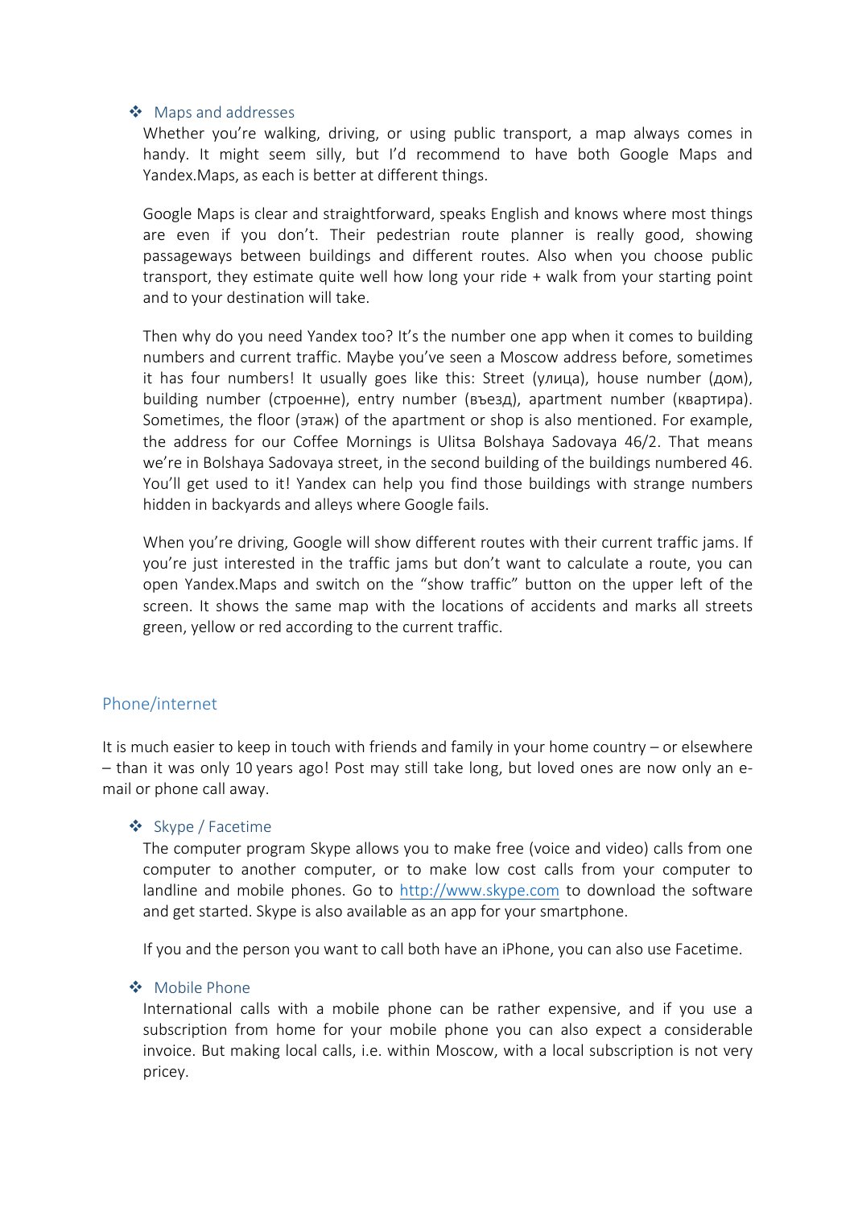- Maps and addresses

  Whether you're walking, driving, or using public transport, a map always comes in handy. It might seem silly, but I'd recommend to have both Google Maps and Yandex.Maps, as each is better at different things.

  Google Maps is clear and straightforward, speaks English and knows where most things are even if you don't. Their pedestrian route planner is really good, showing passageways between buildings and different routes. Also when you choose public transport, they estimate quite well how long your ride + walk from your starting point and to your destination will take.

  Then why do you need Yandex too? It's the number one app when it comes to building numbers and current traffic. Maybe you've seen a Moscow address before, sometimes it has four numbers! It usually goes like this: Street (улица), house number (дом), building number (строенне), entry number (въезд), apartment number (квартира). Sometimes, the floor (этаж) of the apartment or shop is also mentioned. For example, the address for our Coffee Mornings is Ulitsa Bolshaya Sadovaya 46/2. That means we're in Bolshaya Sadovaya street, in the second building of the buildings numbered 46. You'll get used to it! Yandex can help you find those buildings with strange numbers hidden in backyards and alleys where Google fails.

  When you're driving, Google will show different routes with their current traffic jams. If you're just interested in the traffic jams but don't want to calculate a route, you can open Yandex.Maps and switch on the "show traffic" button on the upper left of the screen. It shows the same map with the locations of accidents and marks all streets green, yellow or red according to the current traffic.

## Phone/internet

It is much easier to keep in touch with friends and family in your home country – or elsewhere – than it was only 10 years ago! Post may still take long, but loved ones are now only an e-mail or phone call away.

- Skype / Facetime

  The computer program Skype allows you to make free (voice and video) calls from one computer to another computer, or to make low cost calls from your computer to landline and mobile phones. Go to http://www.skype.com to download the software and get started. Skype is also available as an app for your smartphone.

  If you and the person you want to call both have an iPhone, you can also use Facetime.

- Mobile Phone

  International calls with a mobile phone can be rather expensive, and if you use a subscription from home for your mobile phone you can also expect a considerable invoice. But making local calls, i.e. within Moscow, with a local subscription is not very pricey.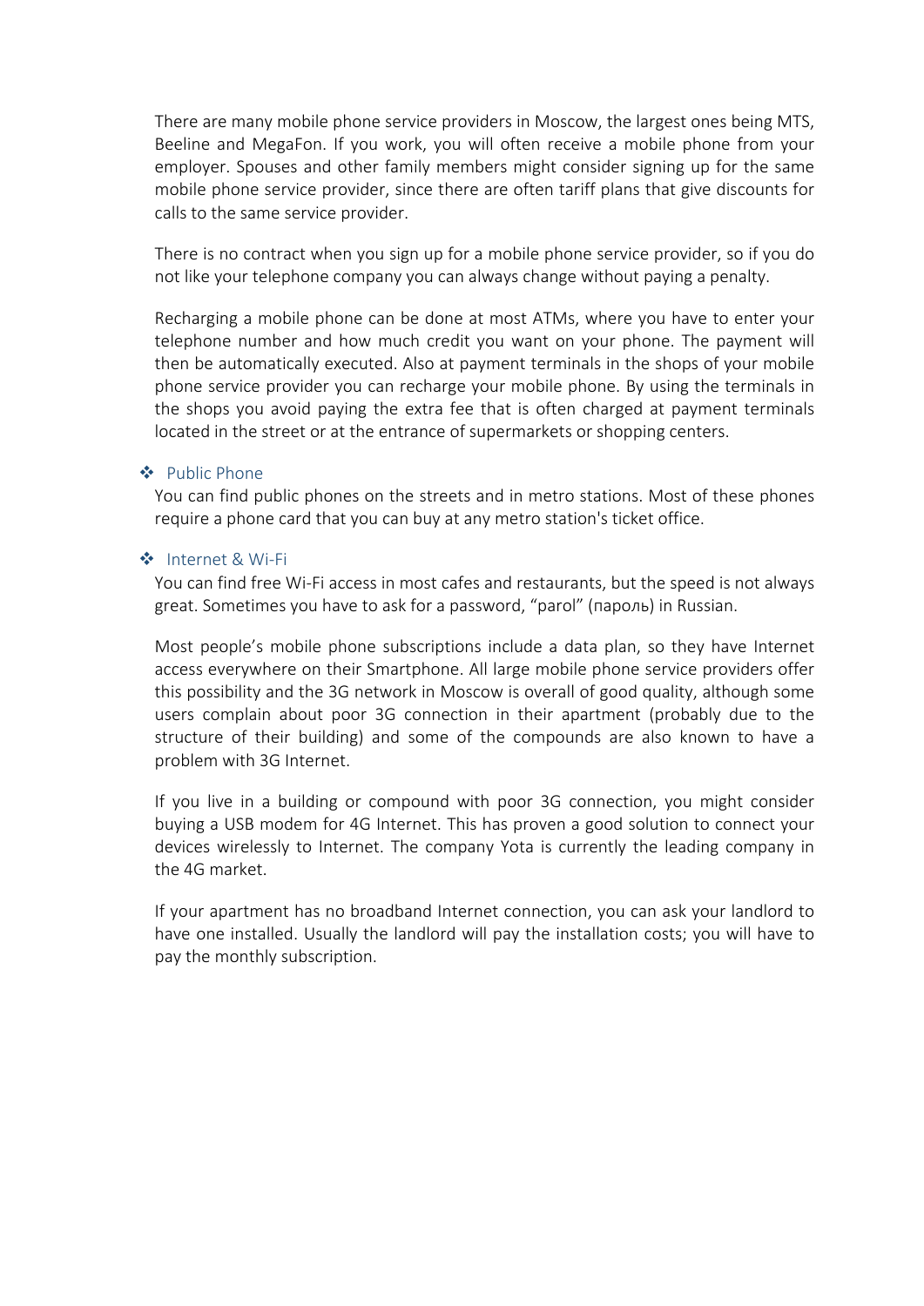There are many mobile phone service providers in Moscow, the largest ones being MTS, Beeline and MegaFon. If you work, you will often receive a mobile phone from your employer. Spouses and other family members might consider signing up for the same mobile phone service provider, since there are often tariff plans that give discounts for calls to the same service provider.

There is no contract when you sign up for a mobile phone service provider, so if you do not like your telephone company you can always change without paying a penalty.

Recharging a mobile phone can be done at most ATMs, where you have to enter your telephone number and how much credit you want on your phone. The payment will then be automatically executed. Also at payment terminals in the shops of your mobile phone service provider you can recharge your mobile phone. By using the terminals in the shops you avoid paying the extra fee that is often charged at payment terminals located in the street or at the entrance of supermarkets or shopping centers.

### ❖ Public Phone

You can find public phones on the streets and in metro stations. Most of these phones require a phone card that you can buy at any metro station's ticket office.

### ❖ Internet & Wi-Fi

You can find free Wi-Fi access in most cafes and restaurants, but the speed is not always great. Sometimes you have to ask for a password, “parol” (пароль) in Russian.

Most people’s mobile phone subscriptions include a data plan, so they have Internet access everywhere on their Smartphone. All large mobile phone service providers offer this possibility and the 3G network in Moscow is overall of good quality, although some users complain about poor 3G connection in their apartment (probably due to the structure of their building) and some of the compounds are also known to have a problem with 3G Internet.

If you live in a building or compound with poor 3G connection, you might consider buying a USB modem for 4G Internet. This has proven a good solution to connect your devices wirelessly to Internet. The company Yota is currently the leading company in the 4G market.

If your apartment has no broadband Internet connection, you can ask your landlord to have one installed. Usually the landlord will pay the installation costs; you will have to pay the monthly subscription.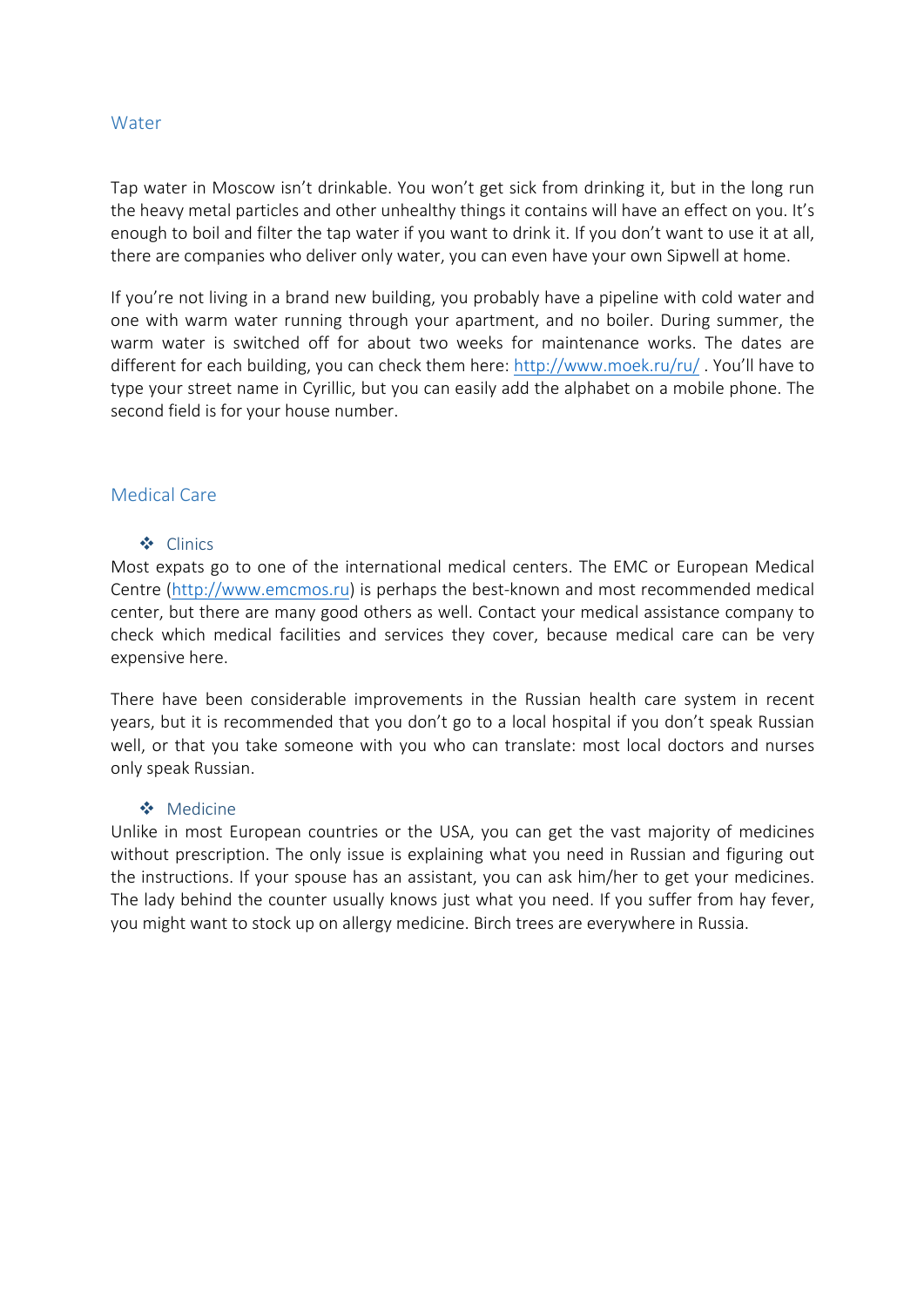## Water

Tap water in Moscow isn't drinkable. You won't get sick from drinking it, but in the long run the heavy metal particles and other unhealthy things it contains will have an effect on you. It's enough to boil and filter the tap water if you want to drink it. If you don't want to use it at all, there are companies who deliver only water, you can even have your own Sipwell at home.

If you're not living in a brand new building, you probably have a pipeline with cold water and one with warm water running through your apartment, and no boiler. During summer, the warm water is switched off for about two weeks for maintenance works. The dates are different for each building, you can check them here: http://www.moek.ru/ru/ . You'll have to type your street name in Cyrillic, but you can easily add the alphabet on a mobile phone. The second field is for your house number.

## Medical Care

### Clinics

Most expats go to one of the international medical centers. The EMC or European Medical Centre (http://www.emcmos.ru) is perhaps the best-known and most recommended medical center, but there are many good others as well. Contact your medical assistance company to check which medical facilities and services they cover, because medical care can be very expensive here.

There have been considerable improvements in the Russian health care system in recent years, but it is recommended that you don't go to a local hospital if you don't speak Russian well, or that you take someone with you who can translate: most local doctors and nurses only speak Russian.

### Medicine

Unlike in most European countries or the USA, you can get the vast majority of medicines without prescription. The only issue is explaining what you need in Russian and figuring out the instructions. If your spouse has an assistant, you can ask him/her to get your medicines. The lady behind the counter usually knows just what you need. If you suffer from hay fever, you might want to stock up on allergy medicine. Birch trees are everywhere in Russia.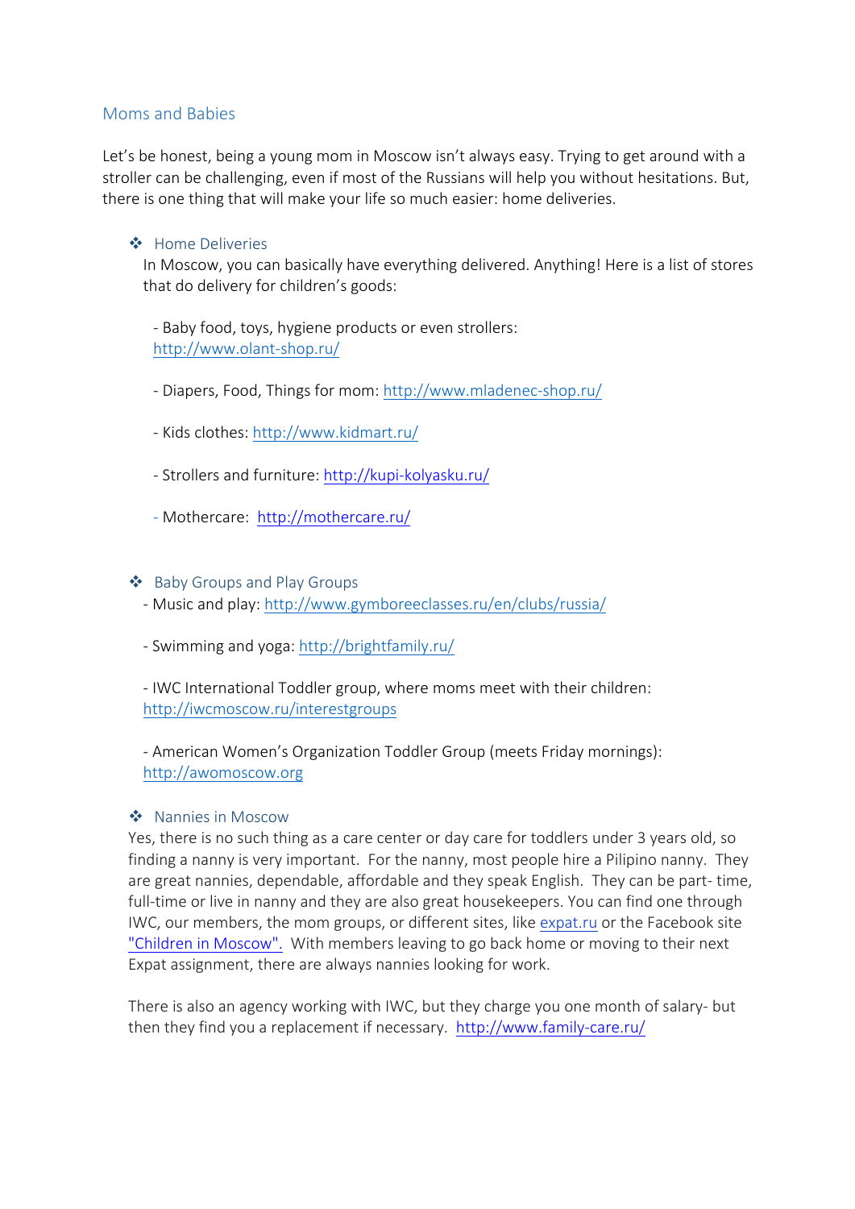## Moms and Babies

Let's be honest, being a young mom in Moscow isn't always easy. Trying to get around with a stroller can be challenging, even if most of the Russians will help you without hesitations. But, there is one thing that will make your life so much easier: home deliveries.

### Home Deliveries

In Moscow, you can basically have everything delivered. Anything! Here is a list of stores that do delivery for children's goods:

- Baby food, toys, hygiene products or even strollers: http://www.olant-shop.ru/
- Diapers, Food, Things for mom: http://www.mladenec-shop.ru/
- Kids clothes: http://www.kidmart.ru/
- Strollers and furniture: http://kupi-kolyasku.ru/
- Mothercare: http://mothercare.ru/

### Baby Groups and Play Groups

- Music and play: http://www.gymboreeclasses.ru/en/clubs/russia/
- Swimming and yoga: http://brightfamily.ru/
- IWC International Toddler group, where moms meet with their children: http://iwcmoscow.ru/interestgroups
- American Women's Organization Toddler Group (meets Friday mornings): http://awomoscow.org

### Nannies in Moscow

Yes, there is no such thing as a care center or day care for toddlers under 3 years old, so finding a nanny is very important. For the nanny, most people hire a Pilipino nanny. They are great nannies, dependable, affordable and they speak English. They can be part- time, full-time or live in nanny and they are also great housekeepers. You can find one through IWC, our members, the mom groups, or different sites, like expat.ru or the Facebook site "Children in Moscow". With members leaving to go back home or moving to their next Expat assignment, there are always nannies looking for work.

There is also an agency working with IWC, but they charge you one month of salary- but then they find you a replacement if necessary. http://www.family-care.ru/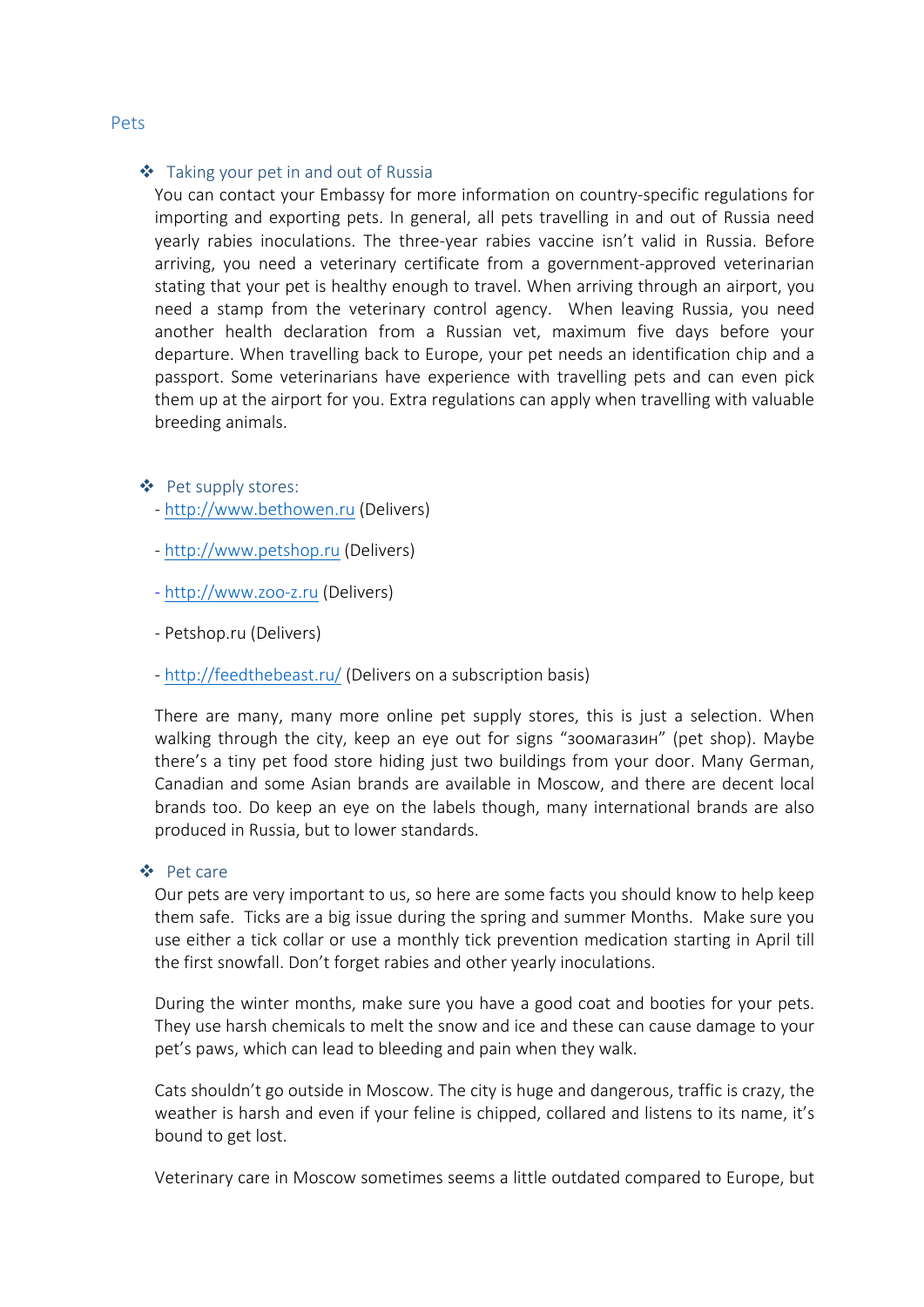## Pets

### Taking your pet in and out of Russia

You can contact your Embassy for more information on country-specific regulations for importing and exporting pets. In general, all pets travelling in and out of Russia need yearly rabies inoculations. The three-year rabies vaccine isn't valid in Russia. Before arriving, you need a veterinary certificate from a government-approved veterinarian stating that your pet is healthy enough to travel. When arriving through an airport, you need a stamp from the veterinary control agency. When leaving Russia, you need another health declaration from a Russian vet, maximum five days before your departure. When travelling back to Europe, your pet needs an identification chip and a passport. Some veterinarians have experience with travelling pets and can even pick them up at the airport for you. Extra regulations can apply when travelling with valuable breeding animals.

### Pet supply stores:

- http://www.bethowen.ru (Delivers)
- http://www.petshop.ru (Delivers)
- http://www.zoo-z.ru (Delivers)
- Petshop.ru (Delivers)
- http://feedthebeast.ru/ (Delivers on a subscription basis)

There are many, many more online pet supply stores, this is just a selection. When walking through the city, keep an eye out for signs "зоомагазин" (pet shop). Maybe there's a tiny pet food store hiding just two buildings from your door. Many German, Canadian and some Asian brands are available in Moscow, and there are decent local brands too. Do keep an eye on the labels though, many international brands are also produced in Russia, but to lower standards.

### Pet care

Our pets are very important to us, so here are some facts you should know to help keep them safe. Ticks are a big issue during the spring and summer Months. Make sure you use either a tick collar or use a monthly tick prevention medication starting in April till the first snowfall. Don't forget rabies and other yearly inoculations.

During the winter months, make sure you have a good coat and booties for your pets. They use harsh chemicals to melt the snow and ice and these can cause damage to your pet's paws, which can lead to bleeding and pain when they walk.

Cats shouldn't go outside in Moscow. The city is huge and dangerous, traffic is crazy, the weather is harsh and even if your feline is chipped, collared and listens to its name, it's bound to get lost.

Veterinary care in Moscow sometimes seems a little outdated compared to Europe, but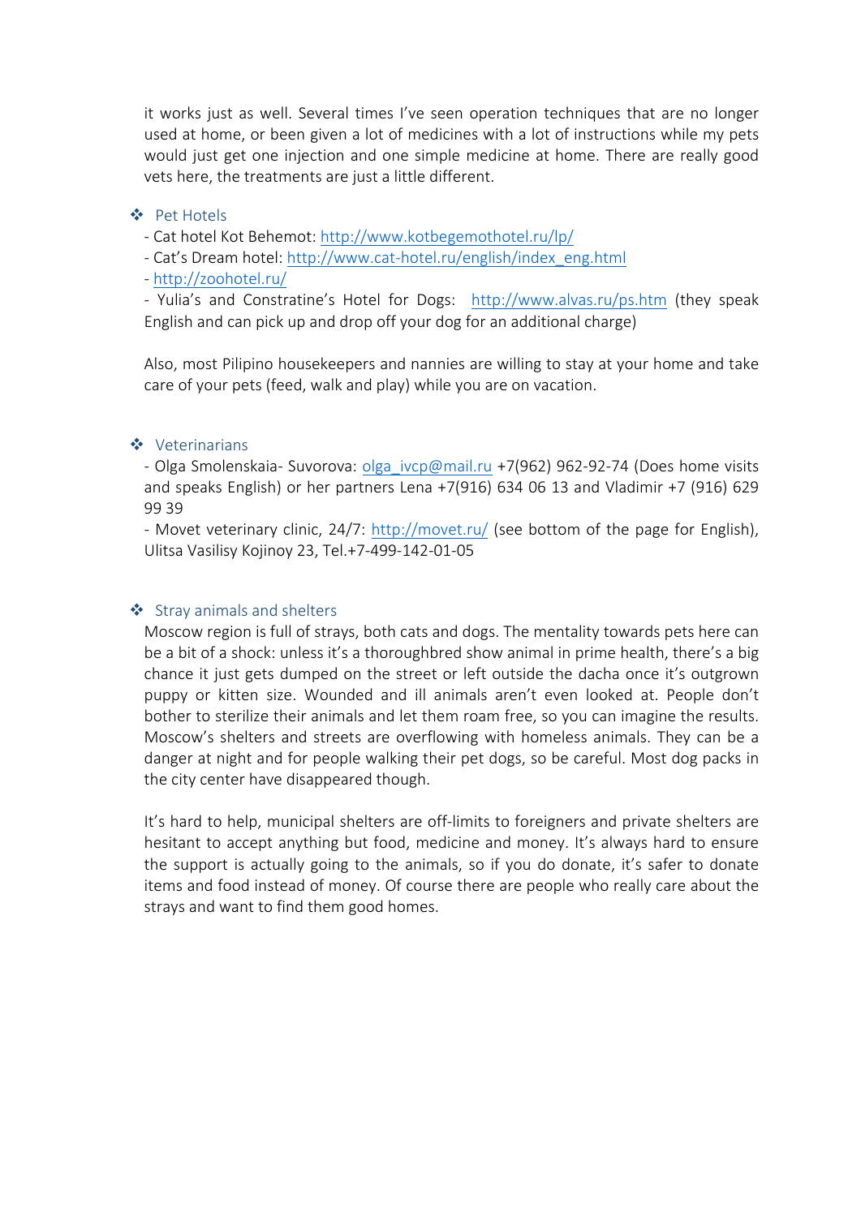it works just as well. Several times I've seen operation techniques that are no longer used at home, or been given a lot of medicines with a lot of instructions while my pets would just get one injection and one simple medicine at home. There are really good vets here, the treatments are just a little different.

## ❖ Pet Hotels

- Cat hotel Kot Behemot: http://www.kotbegemothotel.ru/lp/
- Cat's Dream hotel: http://www.cat-hotel.ru/english/index_eng.html
- http://zoohotel.ru/
- Yulia's and Constratine's Hotel for Dogs: http://www.alvas.ru/ps.htm (they speak English and can pick up and drop off your dog for an additional charge)

Also, most Pilipino housekeepers and nannies are willing to stay at your home and take care of your pets (feed, walk and play) while you are on vacation.

## ❖ Veterinarians

- Olga Smolenskaia- Suvorova: olga_ivcp@mail.ru +7(962) 962-92-74 (Does home visits and speaks English) or her partners Lena +7(916) 634 06 13 and Vladimir +7 (916) 629 99 39
- Movet veterinary clinic, 24/7: http://movet.ru/ (see bottom of the page for English), Ulitsa Vasilisy Kojinoy 23, Tel.+7-499-142-01-05

## ❖ Stray animals and shelters

Moscow region is full of strays, both cats and dogs. The mentality towards pets here can be a bit of a shock: unless it's a thoroughbred show animal in prime health, there's a big chance it just gets dumped on the street or left outside the dacha once it's outgrown puppy or kitten size. Wounded and ill animals aren't even looked at. People don't bother to sterilize their animals and let them roam free, so you can imagine the results. Moscow's shelters and streets are overflowing with homeless animals. They can be a danger at night and for people walking their pet dogs, so be careful. Most dog packs in the city center have disappeared though.

It's hard to help, municipal shelters are off-limits to foreigners and private shelters are hesitant to accept anything but food, medicine and money. It's always hard to ensure the support is actually going to the animals, so if you do donate, it's safer to donate items and food instead of money. Of course there are people who really care about the strays and want to find them good homes.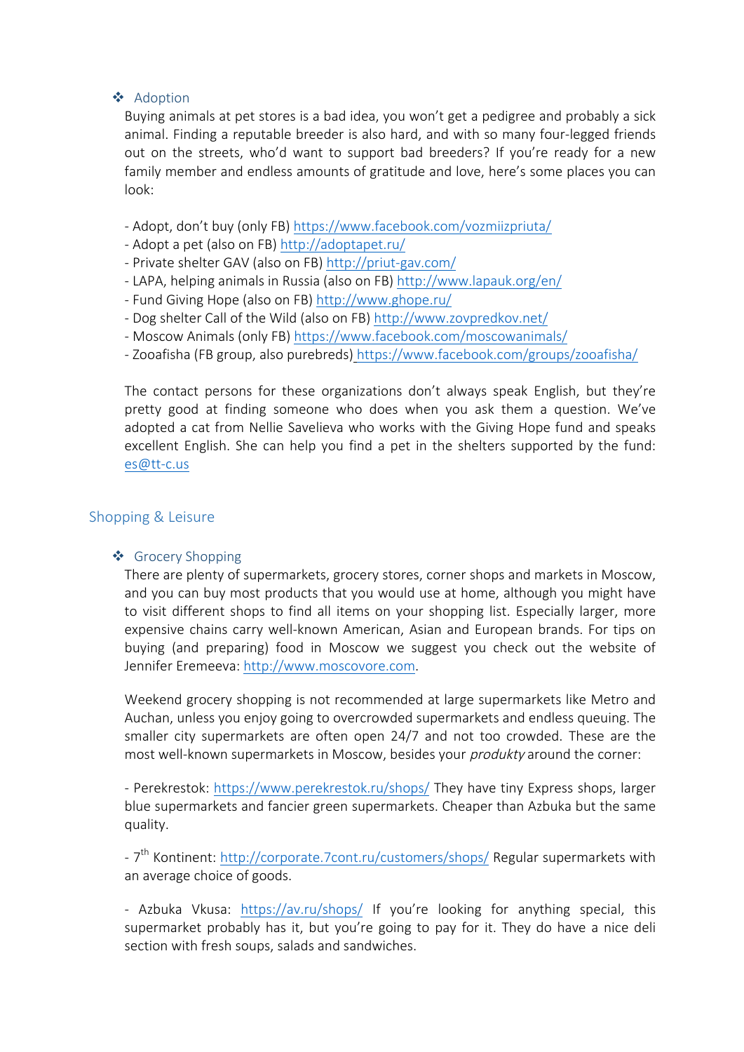### ❖ Adoption

Buying animals at pet stores is a bad idea, you won't get a pedigree and probably a sick animal. Finding a reputable breeder is also hard, and with so many four-legged friends out on the streets, who'd want to support bad breeders? If you're ready for a new family member and endless amounts of gratitude and love, here's some places you can look:

- Adopt, don't buy (only FB) https://www.facebook.com/vozmiizpriuta/
- Adopt a pet (also on FB) http://adoptapet.ru/
- Private shelter GAV (also on FB) http://priut-gav.com/
- LAPA, helping animals in Russia (also on FB) http://www.lapauk.org/en/
- Fund Giving Hope (also on FB) http://www.ghope.ru/
- Dog shelter Call of the Wild (also on FB) http://www.zovpredkov.net/
- Moscow Animals (only FB) https://www.facebook.com/moscowanimals/
- Zooafisha (FB group, also purebreds) https://www.facebook.com/groups/zooafisha/

The contact persons for these organizations don't always speak English, but they're pretty good at finding someone who does when you ask them a question. We've adopted a cat from Nellie Savelieva who works with the Giving Hope fund and speaks excellent English. She can help you find a pet in the shelters supported by the fund: es@tt-c.us

## Shopping & Leisure

### ❖ Grocery Shopping

There are plenty of supermarkets, grocery stores, corner shops and markets in Moscow, and you can buy most products that you would use at home, although you might have to visit different shops to find all items on your shopping list. Especially larger, more expensive chains carry well-known American, Asian and European brands. For tips on buying (and preparing) food in Moscow we suggest you check out the website of Jennifer Eremeeva: http://www.moscovore.com.

Weekend grocery shopping is not recommended at large supermarkets like Metro and Auchan, unless you enjoy going to overcrowded supermarkets and endless queuing. The smaller city supermarkets are often open 24/7 and not too crowded. These are the most well-known supermarkets in Moscow, besides your *produkty* around the corner:

- Perekrestok: https://www.perekrestok.ru/shops/ They have tiny Express shops, larger blue supermarkets and fancier green supermarkets. Cheaper than Azbuka but the same quality.

- 7th Kontinent: http://corporate.7cont.ru/customers/shops/ Regular supermarkets with an average choice of goods.

- Azbuka Vkusa: https://av.ru/shops/ If you're looking for anything special, this supermarket probably has it, but you're going to pay for it. They do have a nice deli section with fresh soups, salads and sandwiches.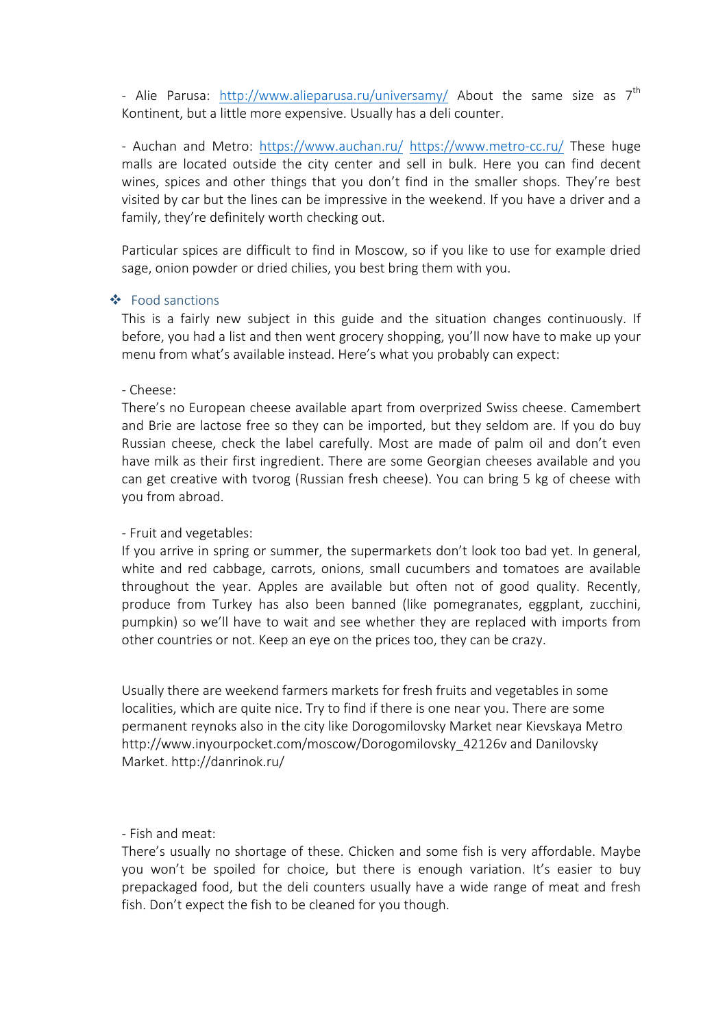- Alie Parusa: http://www.alieparusa.ru/universamy/ About the same size as 7th Kontinent, but a little more expensive. Usually has a deli counter.

- Auchan and Metro: https://www.auchan.ru/ https://www.metro-cc.ru/ These huge malls are located outside the city center and sell in bulk. Here you can find decent wines, spices and other things that you don't find in the smaller shops. They're best visited by car but the lines can be impressive in the weekend. If you have a driver and a family, they're definitely worth checking out.

Particular spices are difficult to find in Moscow, so if you like to use for example dried sage, onion powder or dried chilies, you best bring them with you.

### ❖ Food sanctions

This is a fairly new subject in this guide and the situation changes continuously. If before, you had a list and then went grocery shopping, you'll now have to make up your menu from what's available instead. Here's what you probably can expect:

- Cheese:

There's no European cheese available apart from overprized Swiss cheese. Camembert and Brie are lactose free so they can be imported, but they seldom are. If you do buy Russian cheese, check the label carefully. Most are made of palm oil and don't even have milk as their first ingredient. There are some Georgian cheeses available and you can get creative with tvorog (Russian fresh cheese). You can bring 5 kg of cheese with you from abroad.

- Fruit and vegetables:

If you arrive in spring or summer, the supermarkets don't look too bad yet. In general, white and red cabbage, carrots, onions, small cucumbers and tomatoes are available throughout the year. Apples are available but often not of good quality. Recently, produce from Turkey has also been banned (like pomegranates, eggplant, zucchini, pumpkin) so we'll have to wait and see whether they are replaced with imports from other countries or not. Keep an eye on the prices too, they can be crazy.

Usually there are weekend farmers markets for fresh fruits and vegetables in some localities, which are quite nice. Try to find if there is one near you. There are some permanent reynoks also in the city like Dorogomilovsky Market near Kievskaya Metro http://www.inyourpocket.com/moscow/Dorogomilovsky_42126v and Danilovsky Market. http://danrinok.ru/

- Fish and meat:

There's usually no shortage of these. Chicken and some fish is very affordable. Maybe you won't be spoiled for choice, but there is enough variation. It's easier to buy prepackaged food, but the deli counters usually have a wide range of meat and fresh fish. Don't expect the fish to be cleaned for you though.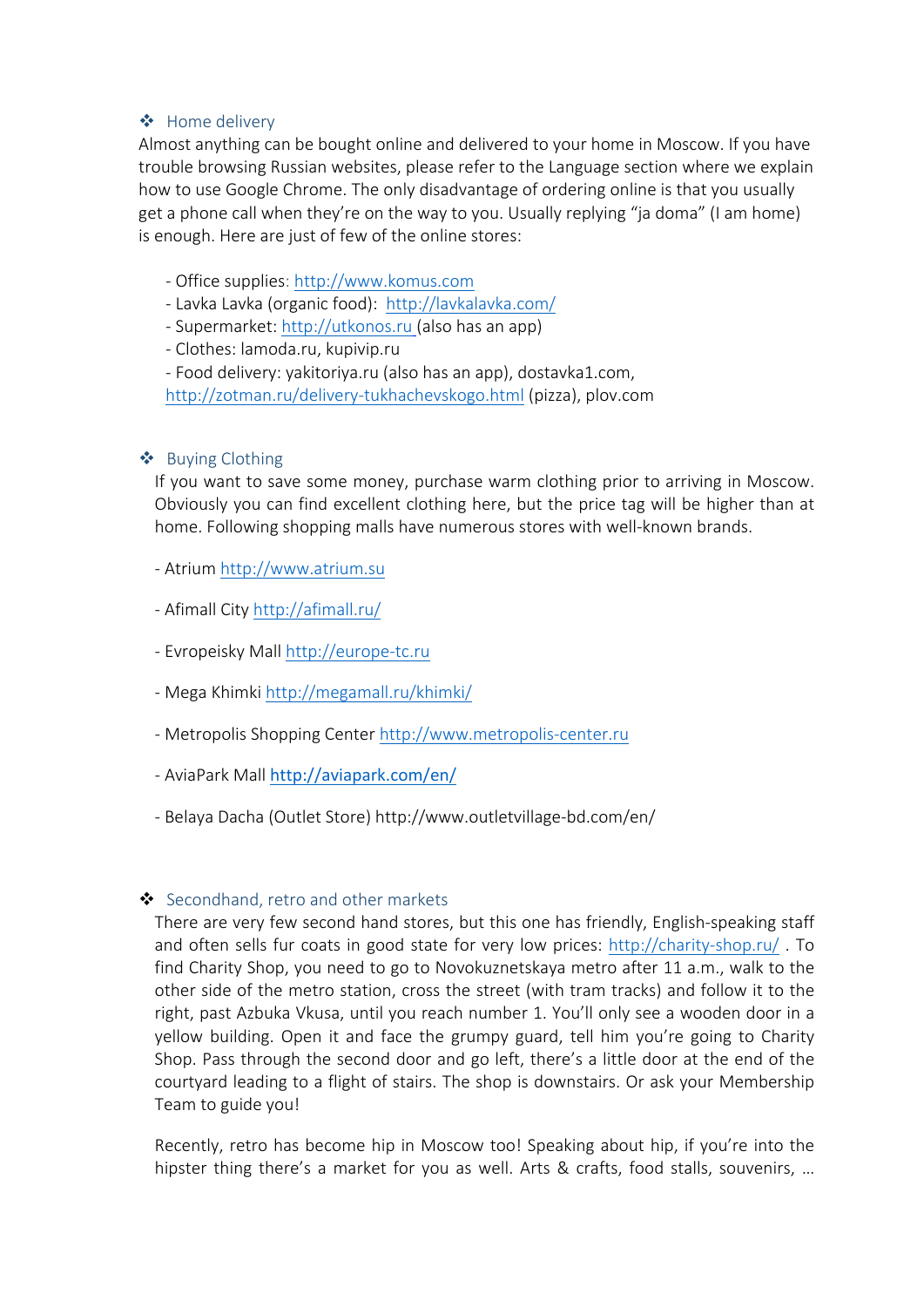## ❖ Home delivery

Almost anything can be bought online and delivered to your home in Moscow. If you have trouble browsing Russian websites, please refer to the Language section where we explain how to use Google Chrome. The only disadvantage of ordering online is that you usually get a phone call when they're on the way to you. Usually replying "ja doma" (I am home) is enough. Here are just of few of the online stores:

- Office supplies: http://www.komus.com
- Lavka Lavka (organic food): http://lavkalavka.com/
- Supermarket: http://utkonos.ru (also has an app)
- Clothes: lamoda.ru, kupivip.ru
- Food delivery: yakitoriya.ru (also has an app), dostavka1.com, http://zotman.ru/delivery-tukhachevskogo.html (pizza), plov.com

## ❖ Buying Clothing

If you want to save some money, purchase warm clothing prior to arriving in Moscow. Obviously you can find excellent clothing here, but the price tag will be higher than at home. Following shopping malls have numerous stores with well-known brands.

- Atrium http://www.atrium.su
- Afimall City http://afimall.ru/
- Evropeisky Mall http://europe-tc.ru
- Mega Khimki http://megamall.ru/khimki/
- Metropolis Shopping Center http://www.metropolis-center.ru
- AviaPark Mall **http://aviapark.com/en/**
- Belaya Dacha (Outlet Store) http://www.outletvillage-bd.com/en/

## ❖ Secondhand, retro and other markets

There are very few second hand stores, but this one has friendly, English-speaking staff and often sells fur coats in good state for very low prices: http://charity-shop.ru/ . To find Charity Shop, you need to go to Novokuznetskaya metro after 11 a.m., walk to the other side of the metro station, cross the street (with tram tracks) and follow it to the right, past Azbuka Vkusa, until you reach number 1. You'll only see a wooden door in a yellow building. Open it and face the grumpy guard, tell him you're going to Charity Shop. Pass through the second door and go left, there's a little door at the end of the courtyard leading to a flight of stairs. The shop is downstairs. Or ask your Membership Team to guide you!

Recently, retro has become hip in Moscow too! Speaking about hip, if you're into the hipster thing there's a market for you as well. Arts & crafts, food stalls, souvenirs, …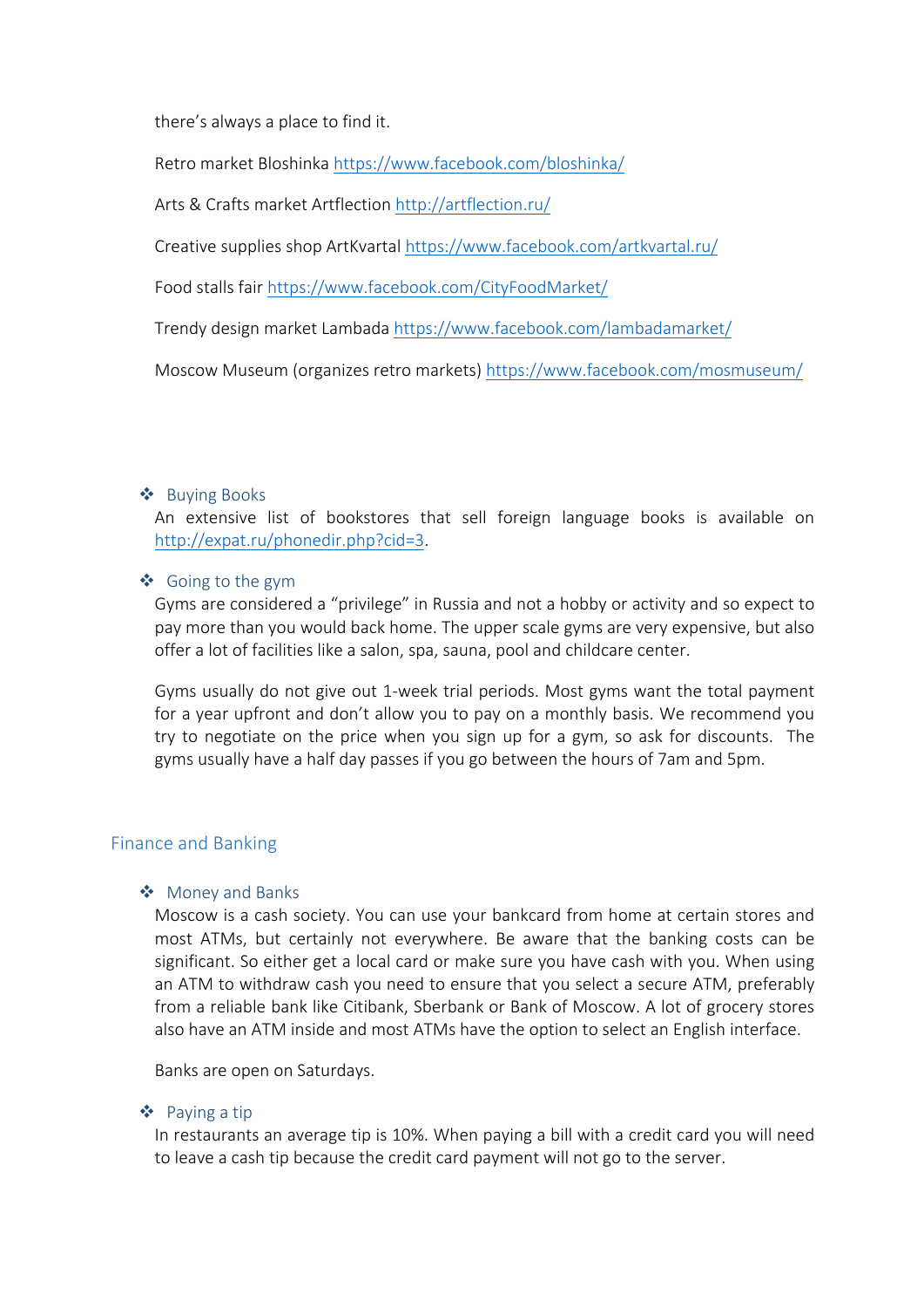there's always a place to find it.

Retro market Bloshinka https://www.facebook.com/bloshinka/

Arts & Crafts market Artflection http://artflection.ru/

Creative supplies shop ArtKvartal https://www.facebook.com/artkvartal.ru/

Food stalls fair https://www.facebook.com/CityFoodMarket/

Trendy design market Lambada https://www.facebook.com/lambadamarket/

Moscow Museum (organizes retro markets) https://www.facebook.com/mosmuseum/

### ❖ Buying Books

An extensive list of bookstores that sell foreign language books is available on http://expat.ru/phonedir.php?cid=3.

### ❖ Going to the gym

Gyms are considered a "privilege" in Russia and not a hobby or activity and so expect to pay more than you would back home. The upper scale gyms are very expensive, but also offer a lot of facilities like a salon, spa, sauna, pool and childcare center.

Gyms usually do not give out 1-week trial periods. Most gyms want the total payment for a year upfront and don't allow you to pay on a monthly basis. We recommend you try to negotiate on the price when you sign up for a gym, so ask for discounts. The gyms usually have a half day passes if you go between the hours of 7am and 5pm.

## Finance and Banking

### ❖ Money and Banks

Moscow is a cash society. You can use your bankcard from home at certain stores and most ATMs, but certainly not everywhere. Be aware that the banking costs can be significant. So either get a local card or make sure you have cash with you. When using an ATM to withdraw cash you need to ensure that you select a secure ATM, preferably from a reliable bank like Citibank, Sberbank or Bank of Moscow. A lot of grocery stores also have an ATM inside and most ATMs have the option to select an English interface.

Banks are open on Saturdays.

### ❖ Paying a tip

In restaurants an average tip is 10%. When paying a bill with a credit card you will need to leave a cash tip because the credit card payment will not go to the server.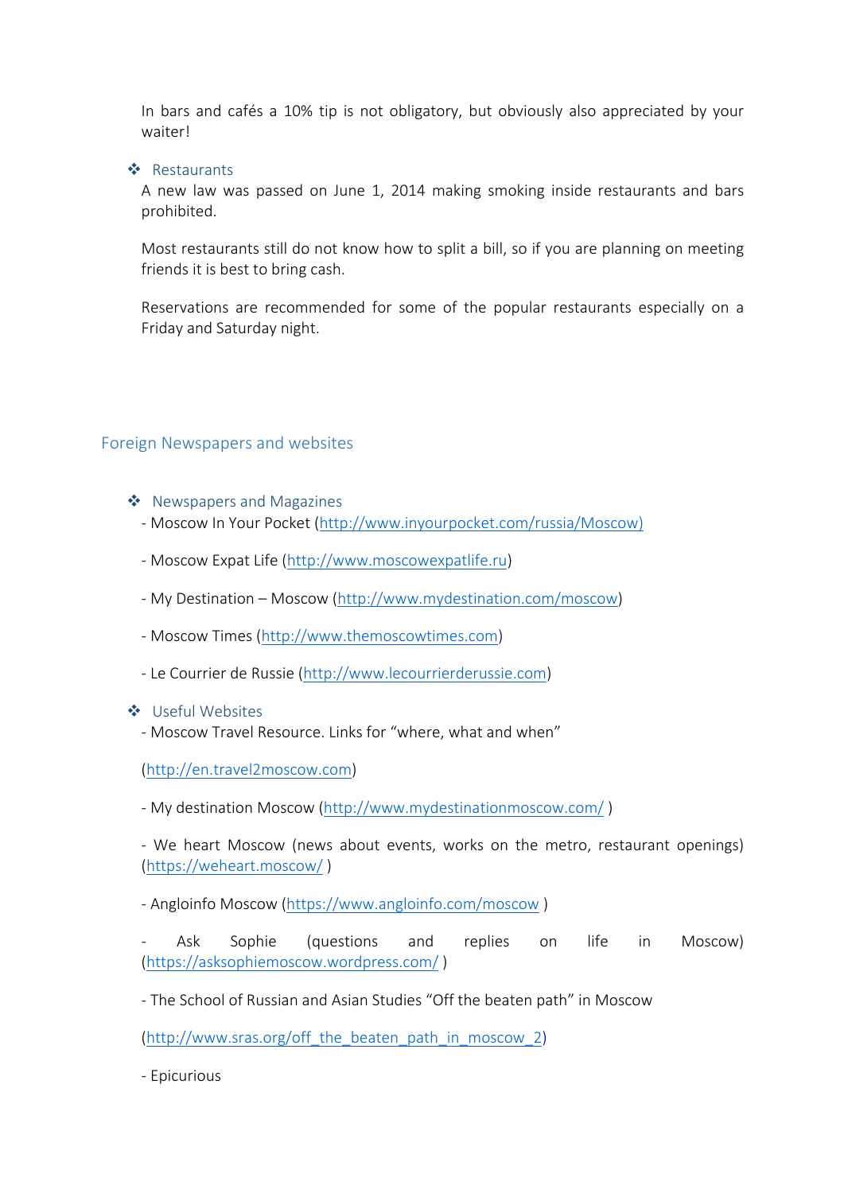In bars and cafés a 10% tip is not obligatory, but obviously also appreciated by your waiter!

### Restaurants

A new law was passed on June 1, 2014 making smoking inside restaurants and bars prohibited.

Most restaurants still do not know how to split a bill, so if you are planning on meeting friends it is best to bring cash.

Reservations are recommended for some of the popular restaurants especially on a Friday and Saturday night.

## Foreign Newspapers and websites

### Newspapers and Magazines

- Moscow In Your Pocket (http://www.inyourpocket.com/russia/Moscow)

- Moscow Expat Life (http://www.moscowexpatlife.ru)

- My Destination – Moscow (http://www.mydestination.com/moscow)

- Moscow Times (http://www.themoscowtimes.com)

- Le Courrier de Russie (http://www.lecourrierderussie.com)

### Useful Websites

- Moscow Travel Resource. Links for "where, what and when"

  (http://en.travel2moscow.com)

- My destination Moscow (http://www.mydestinationmoscow.com/ )

- We heart Moscow (news about events, works on the metro, restaurant openings) (https://weheart.moscow/ )

- Angloinfo Moscow (https://www.angloinfo.com/moscow )

- Ask Sophie (questions and replies on life in Moscow) (https://asksophiemoscow.wordpress.com/ )

- The School of Russian and Asian Studies "Off the beaten path" in Moscow

  (http://www.sras.org/off_the_beaten_path_in_moscow_2)

- Epicurious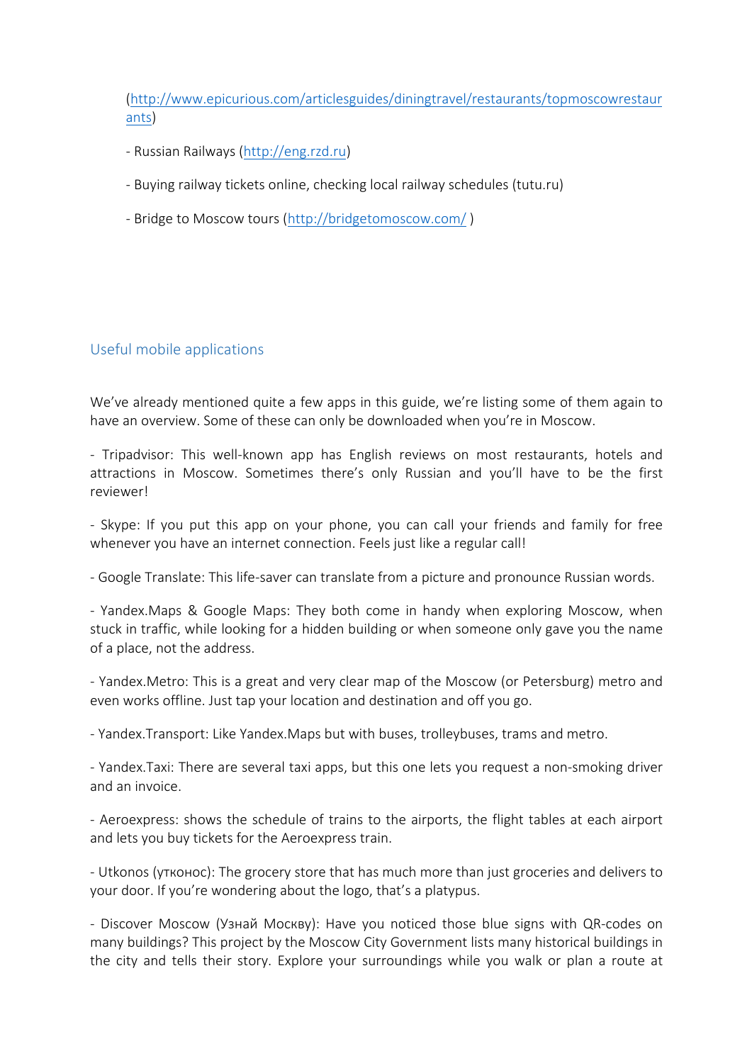(http://www.epicurious.com/articlesguides/diningtravel/restaurants/topmoscowrestaurants)

- Russian Railways (http://eng.rzd.ru)

- Buying railway tickets online, checking local railway schedules (tutu.ru)

- Bridge to Moscow tours (http://bridgetomoscow.com/ )

## Useful mobile applications

We've already mentioned quite a few apps in this guide, we're listing some of them again to have an overview. Some of these can only be downloaded when you're in Moscow.

- Tripadvisor: This well-known app has English reviews on most restaurants, hotels and attractions in Moscow. Sometimes there's only Russian and you'll have to be the first reviewer!

- Skype: If you put this app on your phone, you can call your friends and family for free whenever you have an internet connection. Feels just like a regular call!

- Google Translate: This life-saver can translate from a picture and pronounce Russian words.

- Yandex.Maps & Google Maps: They both come in handy when exploring Moscow, when stuck in traffic, while looking for a hidden building or when someone only gave you the name of a place, not the address.

- Yandex.Metro: This is a great and very clear map of the Moscow (or Petersburg) metro and even works offline. Just tap your location and destination and off you go.

- Yandex.Transport: Like Yandex.Maps but with buses, trolleybuses, trams and metro.

- Yandex.Taxi: There are several taxi apps, but this one lets you request a non-smoking driver and an invoice.

- Aeroexpress: shows the schedule of trains to the airports, the flight tables at each airport and lets you buy tickets for the Aeroexpress train.

- Utkonos (утконос): The grocery store that has much more than just groceries and delivers to your door. If you're wondering about the logo, that's a platypus.

- Discover Moscow (Узнай Москву): Have you noticed those blue signs with QR-codes on many buildings? This project by the Moscow City Government lists many historical buildings in the city and tells their story. Explore your surroundings while you walk or plan a route at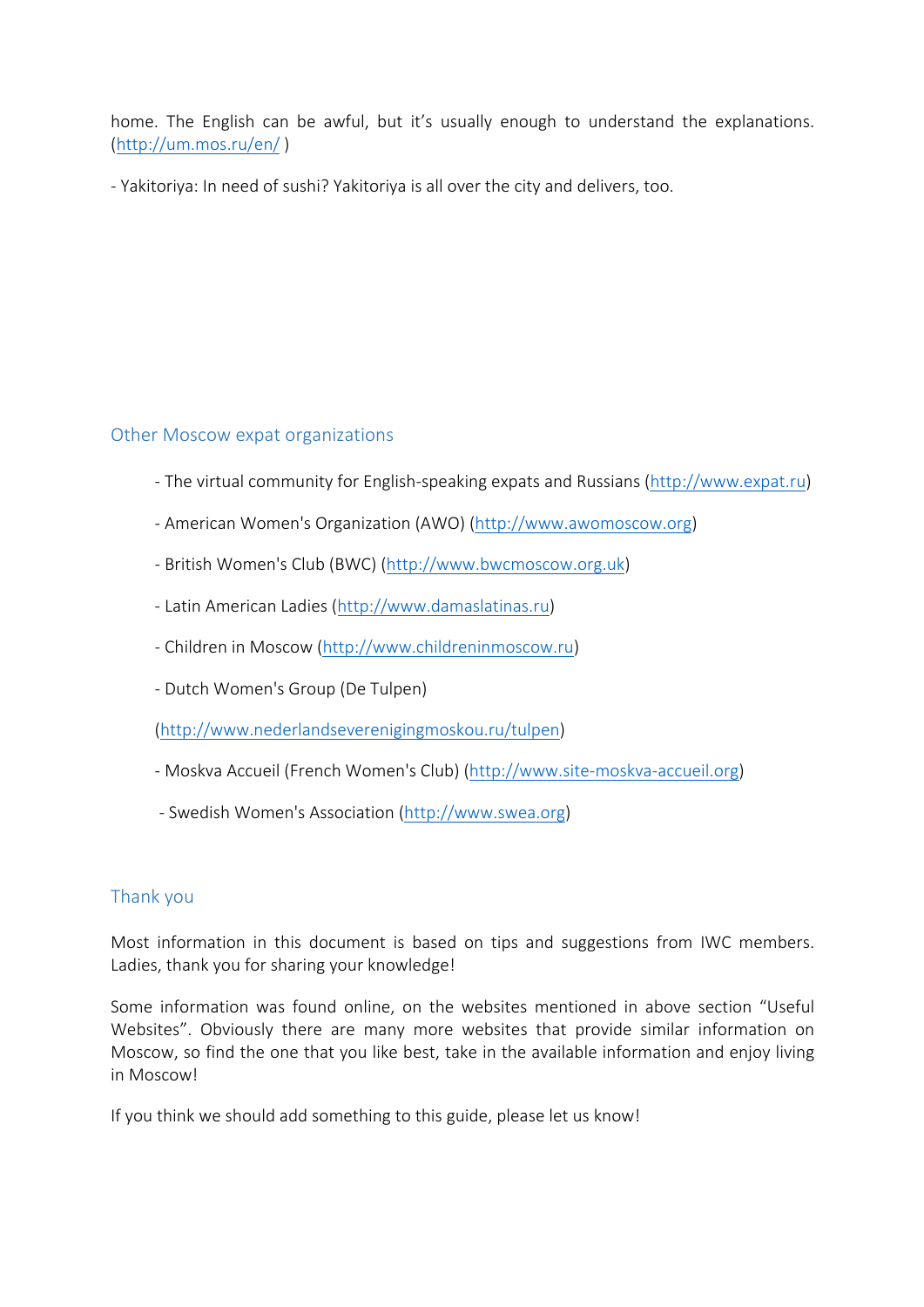home. The English can be awful, but it's usually enough to understand the explanations. (http://um.mos.ru/en/ )

- Yakitoriya: In need of sushi? Yakitoriya is all over the city and delivers, too.

## Other Moscow expat organizations

- The virtual community for English-speaking expats and Russians (http://www.expat.ru)
- American Women's Organization (AWO) (http://www.awomoscow.org)
- British Women's Club (BWC) (http://www.bwcmoscow.org.uk)
- Latin American Ladies (http://www.damaslatinas.ru)
- Children in Moscow (http://www.childreninmoscow.ru)
- Dutch Women's Group (De Tulpen)
  (http://www.nederlandseverenigingmoskou.ru/tulpen)
- Moskva Accueil (French Women's Club) (http://www.site-moskva-accueil.org)
- Swedish Women's Association (http://www.swea.org)

## Thank you

Most information in this document is based on tips and suggestions from IWC members. Ladies, thank you for sharing your knowledge!

Some information was found online, on the websites mentioned in above section "Useful Websites". Obviously there are many more websites that provide similar information on Moscow, so find the one that you like best, take in the available information and enjoy living in Moscow!

If you think we should add something to this guide, please let us know!